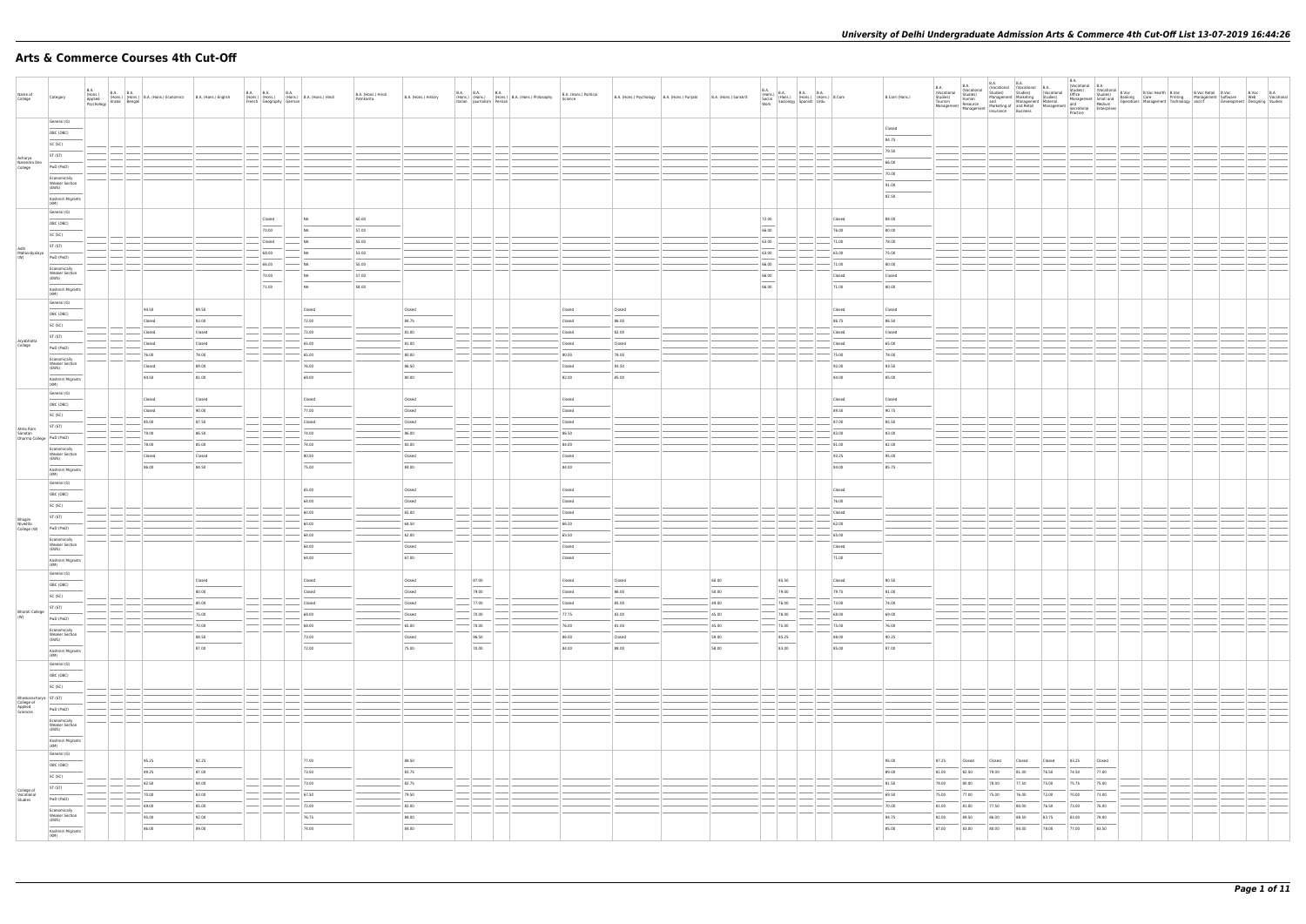# Arts & Commerce Courses 4th Cut-Off

| Name of College | Category | B.A. (Hons.) Applied Psychology | B.A. (Hons.) Arabic | B.A. (Hons.) Bengali | B.A. (Hons.) Economics | B.A. (Hons.) English | B.A. (Hons.) French | B.A. (Hons.) Geography | B.A. (Hons.) German | B.A. (Hons.) Hindi | B.A. (Hons.) Hindi Patrikarita | B.A. (Hons.) History | B.A. (Hons.) Italian | B.A. (Hons.) Journalism | B.A. (Hons.) Persian | B.A. (Hons.) Philosophy | B.A. (Hons.) Political Science | B.A. (Hons.) Psychology | B.A. (Hons.) Punjabi | B.A. (Hons.) Sanskrit | B.A. (Hons.) Social Work | B.A. (Hons.) Sociology | B.A. (Hons.) Spanish | B.A. (Hons.) Urdu | B.Com | B.Com (Hons.) | B.A. (Vocational Studies) Tourism Management | B.A. (Vocational Studies) Human Resource Management | B.A. (Vocational Studies) Management and Marketing of Insurance | B.A. (Vocational Studies) Marketing Management and Retail Business | B.A. (Vocational Studies) Material Management | B.A. (Vocational Studies) Office Management and Secretarial Practice | B.A. (Vocational Studies) Small and Medium Enterprises | B.Voc Banking Operations | B.Voc Health Care Management | B.Voc Printing Technology | B.Voc Retail Management and IT | B.Voc Software Development | B.Voc Web Designing | B.A. Vocational Studies |
|---|---|---|---|---|---|---|---|---|---|---|---|---|---|---|---|---|---|---|---|---|---|---|---|---|---|---|---|---|---|---|---|---|---|---|---|---|---|---|---|---|
| Acharya Narendra Dev College | General (G) | | | | | | | | | | | | | | | | | | | | | | | | | Closed | | | | | | | | | | | | | | |
| | OBC (OBC) | | | | | | | | | | | | | | | | | | | | | | | | | 84.75 | | | | | | | | | | | | | | |
| | SC (SC) | | | | | | | | | | | | | | | | | | | | | | | | | 79.50 | | | | | | | | | | | | | | |
| | ST (ST) | | | | | | | | | | | | | | | | | | | | | | | | | 66.00 | | | | | | | | | | | | | | |
| | PwD (PwD) | | | | | | | | | | | | | | | | | | | | | | | | | 70.00 | | | | | | | | | | | | | | |
| | Economically Weaker Section (EWS) | | | | | | | | | | | | | | | | | | | | | | | | | 91.00 | | | | | | | | | | | | | | |
| | Kashmiri Migrants (KM) | | | | | | | | | | | | | | | | | | | | | | | | | 82.50 | | | | | | | | | | | | | | |
| Aditi Mahavidyalaya (W) | General (G) | | | | | | | Closed | | NA | 60.00 | | | | | | | | | | 72.00 | | | | Closed | 88.00 | | | | | | | | | | | | | | |
| | OBC (OBC) | | | | | | | 70.00 | | NA | 57.00 | | | | | | | | | | 66.00 | | | | 76.00 | 80.00 | | | | | | | | | | | | | | |
| | SC (SC) | | | | | | | Closed | | NA | 55.00 | | | | | | | | | | 63.00 | | | | 71.00 | 78.00 | | | | | | | | | | | | | | |
| | ST (ST) | | | | | | | 60.00 | | NA | 52.00 | | | | | | | | | | 63.00 | | | | 65.00 | 75.00 | | | | | | | | | | | | | | |
| | PwD (PwD) | | | | | | | 66.00 | | NA | 55.00 | | | | | | | | | | 66.00 | | | | 71.00 | 80.00 | | | | | | | | | | | | | | |
| | Economically Weaker Section (EWS) | | | | | | | 70.00 | | NA | 57.00 | | | | | | | | | | 66.00 | | | | Closed | Closed | | | | | | | | | | | | | | |
| | Kashmiri Migrants (KM) | | | | | | | 71.00 | | NA | 58.00 | | | | | | | | | | 66.00 | | | | 71.00 | 80.00 | | | | | | | | | | | | | | |
| Aryabhatta College | General (G) | | | | 94.50 | 89.50 | | | | Closed | | Closed | | | | | Closed | Closed | | | | | | | Closed | Closed | | | | | | | | | | | | | | |
| | OBC (OBC) | | | | Closed | 83.00 | | | | 72.00 | | 84.75 | | | | | Closed | 86.00 | | | | | | | 86.75 | 86.50 | | | | | | | | | | | | | | |
| | SC (SC) | | | | Closed | Closed | | | | 72.00 | | 81.00 | | | | | Closed | 82.00 | | | | | | | Closed | Closed | | | | | | | | | | | | | | |
| | ST (ST) | | | | Closed | Closed | | | | 65.00 | | 81.00 | | | | | Closed | Closed | | | | | | | Closed | 65.00 | | | | | | | | | | | | | | |
| | PwD (PwD) | | | | 76.00 | 79.00 | | | | 65.00 | | 80.00 | | | | | 80.00 | 78.00 | | | | | | | 75.00 | 76.00 | | | | | | | | | | | | | | |
| | Economically Weaker Section (EWS) | | | | Closed | 89.00 | | | | 76.00 | | 86.50 | | | | | Closed | 91.50 | | | | | | | 92.00 | 92.50 | | | | | | | | | | | | | | |
| | Kashmiri Migrants (KM) | | | | 84.50 | 81.00 | | | | 68.00 | | 80.00 | | | | | 82.00 | 85.00 | | | | | | | 84.00 | 85.00 | | | | | | | | | | | | | | |
| Atma Ram Sanatan Dharma College | General (G) | | | | Closed | Closed | | | | Closed | | Closed | | | | | Closed | | | | | | | | Closed | Closed | | | | | | | | | | | | | | |
| | OBC (OBC) | | | | Closed | 90.00 | | | | 77.00 | | Closed | | | | | Closed | | | | | | | | 89.50 | 90.75 | | | | | | | | | | | | | | |
| | SC (SC) | | | | 95.00 | 87.50 | | | | Closed | | Closed | | | | | Closed | | | | | | | | 87.00 | 85.50 | | | | | | | | | | | | | | |
| | ST (ST) | | | | 79.00 | 86.50 | | | | 74.00 | | 86.00 | | | | | 86.50 | | | | | | | | 83.00 | 83.00 | | | | | | | | | | | | | | |
| | PwD (PwD) | | | | 78.00 | 85.00 | | | | 74.00 | | 83.00 | | | | | 84.00 | | | | | | | | 81.00 | 82.00 | | | | | | | | | | | | | | |
| | Economically Weaker Section (EWS) | | | | Closed | Closed | | | | 80.50 | | Closed | | | | | Closed | | | | | | | | 93.25 | 95.00 | | | | | | | | | | | | | | |
| | Kashmiri Migrants (KM) | | | | 86.00 | 84.50 | | | | 75.00 | | 84.00 | | | | | 84.00 | | | | | | | | 84.00 | 85.75 | | | | | | | | | | | | | | |
| Bhagini Nivedita College (W) | General (G) | | | | | | | | | 65.00 | | Closed | | | | | Closed | | | | | | | | Closed | | | | | | | | | | | | | | | |
| | OBC (OBC) | | | | | | | | | 64.00 | | Closed | | | | | Closed | | | | | | | | 76.00 | | | | | | | | | | | | | | | |
| | SC (SC) | | | | | | | | | 60.00 | | 65.00 | | | | | Closed | | | | | | | | Closed | | | | | | | | | | | | | | | |
| | ST (ST) | | | | | | | | | 60.00 | | 64.50 | | | | | 66.20 | | | | | | | | 62.00 | | | | | | | | | | | | | | | |
| | PwD (PwD) | | | | | | | | | 64.00 | | 62.00 | | | | | 65.50 | | | | | | | | 65.00 | | | | | | | | | | | | | | | |
| | Economically Weaker Section (EWS) | | | | | | | | | 60.00 | | Closed | | | | | Closed | | | | | | | | Closed | | | | | | | | | | | | | | | |
| | Kashmiri Migrants (KM) | | | | | | | | | 60.00 | | 67.00 | | | | | Closed | | | | | | | | 71.00 | | | | | | | | | | | | | | | |
| Bharati College (W) | General (G) | | | | | Closed | | | | Closed | | Closed | | 87.00 | | | Closed | Closed | | 60.00 | | 85.50 | | | Closed | 90.50 | | | | | | | | | | | | | | |
| | OBC (OBC) | | | | | 80.00 | | | | Closed | | Closed | | 79.00 | | | Closed | 86.00 | | 50.00 | | 79.00 | | | 79.75 | 81.00 | | | | | | | | | | | | | | |
| | SC (SC) | | | | | 80.00 | | | | Closed | | Closed | | 77.00 | | | Closed | 85.00 | | 49.00 | | 76.00 | | | 73.00 | 74.00 | | | | | | | | | | | | | | |
| | ST (ST) | | | | | 75.00 | | | | 68.00 | | Closed | | 78.00 | | | 77.75 | 83.00 | | 45.00 | | 78.00 | | | 68.00 | 69.00 | | | | | | | | | | | | | | |
| | PwD (PwD) | | | | | 70.00 | | | | 68.00 | | 65.00 | | 78.00 | | | 76.00 | 81.00 | | 45.00 | | 75.00 | | | 75.00 | 76.00 | | | | | | | | | | | | | | |
| | Economically Weaker Section (EWS) | | | | | 89.50 | | | | 73.00 | | Closed | | 86.50 | | | 86.00 | Closed | | 59.00 | | 85.25 | | | 88.00 | 90.25 | | | | | | | | | | | | | | |
| | Kashmiri Migrants (KM) | | | | | 87.00 | | | | 72.00 | | 75.00 | | 78.00 | | | 84.00 | 88.00 | | 58.00 | | 83.00 | | | 85.00 | 87.00 | | | | | | | | | | | | | | |
| Bhaskaracharya College of Applied Sciences | General (G) | | | | | | | | | | | | | | | | | | | | | | | | | | | | | | | | | | | | | | | |
| | OBC (OBC) | | | | | | | | | | | | | | | | | | | | | | | | | | | | | | | | | | | | | | | |
| | SC (SC) | | | | | | | | | | | | | | | | | | | | | | | | | | | | | | | | | | | | | | | |
| | ST (ST) | | | | | | | | | | | | | | | | | | | | | | | | | | | | | | | | | | | | | | | |
| | PwD (PwD) | | | | | | | | | | | | | | | | | | | | | | | | | | | | | | | | | | | | | | | |
| | Economically Weaker Section (EWS) | | | | | | | | | | | | | | | | | | | | | | | | | | | | | | | | | | | | | | | |
| | Kashmiri Migrants (KM) | | | | | | | | | | | | | | | | | | | | | | | | | | | | | | | | | | | | | | | |
| College of Vocational Studies | General (G) | | | | 95.25 | 92.25 | | | | 77.00 | | 88.50 | | | | | | | | | | | | | | 95.00 | 87.25 | Closed | Closed | Closed | Closed | 83.25 | Closed | | | | | | | |
| | OBC (OBC) | | | | 89.25 | 87.00 | | | | 73.50 | | 83.75 | | | | | | | | | | | | | | 89.00 | 81.00 | 82.50 | 79.00 | 81.00 | 76.50 | 74.50 | 77.00 | | | | | | | |
| | SC (SC) | | | | 82.50 | 84.00 | | | | 73.00 | | 82.75 | | | | | | | | | | | | | | 81.50 | 78.00 | 80.00 | 78.00 | 77.50 | 75.00 | 75.75 | 75.00 | | | | | | | |
| | ST (ST) | | | | 70.00 | 83.00 | | | | 67.50 | | 79.50 | | | | | | | | | | | | | | 69.50 | 75.00 | 77.00 | 75.00 | 76.00 | 72.00 | 70.00 | 73.00 | | | | | | | |
| | PwD (PwD) | | | | 69.00 | 85.00 | | | | 72.00 | | 82.00 | | | | | | | | | | | | | | 70.00 | 81.00 | 81.00 | 77.50 | 80.00 | 76.50 | 73.00 | 76.00 | | | | | | | |
| | Economically Weaker Section (EWS) | | | | 95.00 | 92.00 | | | | 76.75 | | 88.00 | | | | | | | | | | | | | | 94.75 | 82.00 | 89.50 | 86.00 | 88.50 | 83.75 | 83.00 | 78.00 | | | | | | | |
| | Kashmiri Migrants (KM) | | | | 86.00 | 89.00 | | | | 74.00 | | 84.00 | | | | | | | | | | | | | | 85.00 | 87.00 | 83.00 | 80.00 | 84.00 | 78.00 | 77.00 | 83.50 | | | | | | | |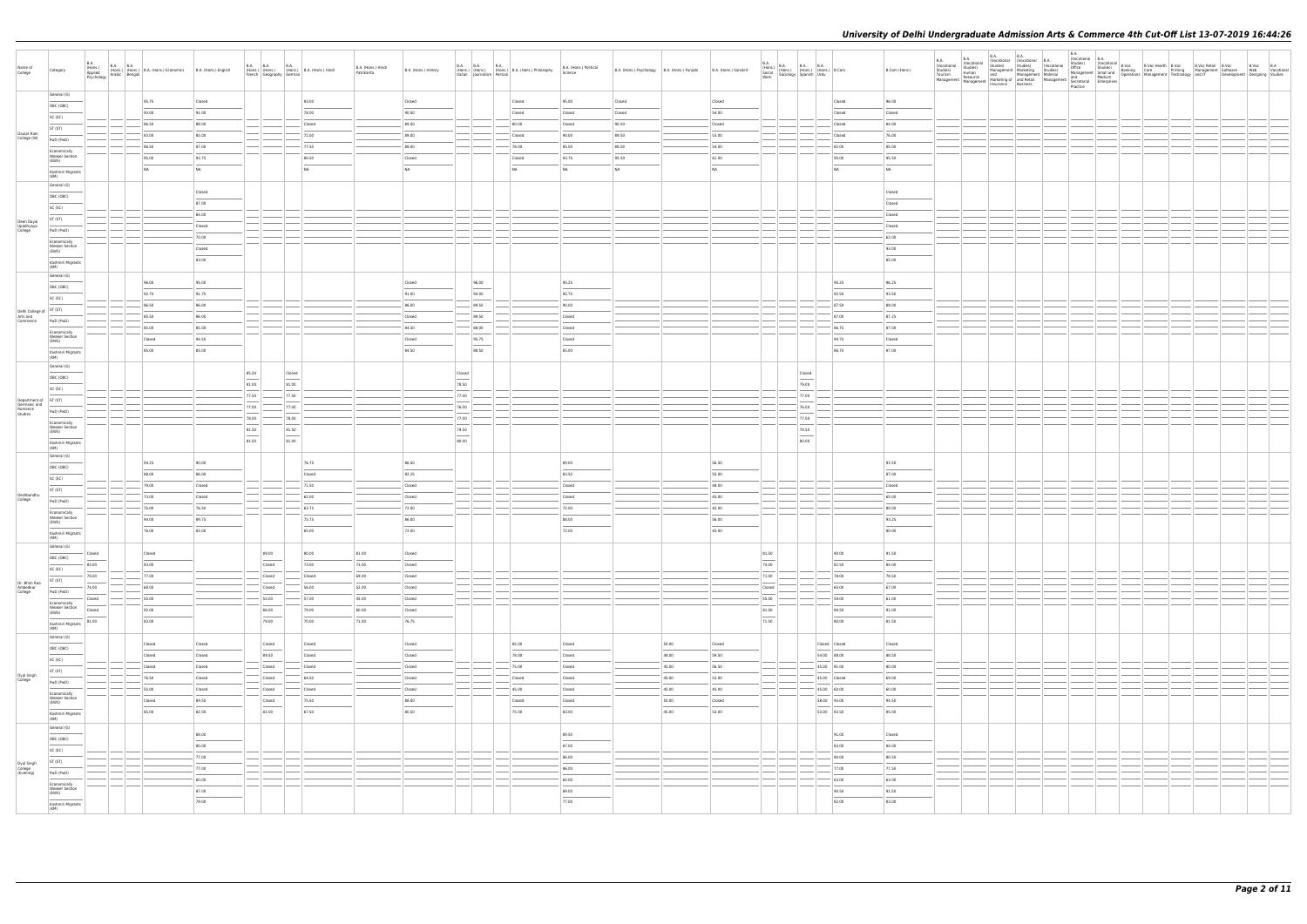# University of Delhi Undergraduate Admission Arts & Commerce 4th Cut-Off List 13-07-2019 16:44:26

| Name of College | Category | B.A. (Hons.) Applied Psychology | B.A. (Hons.) Arabic | B.A. (Hons.) Bengali | B.A. (Hons.) Economics | B.A. (Hons.) English | B.A. (Hons.) French | B.A. (Hons.) Geography | B.A. (Hons.) German | B.A. (Hons.) Hindi | B.A (Hons.) Hindi Patrakarita | B.A. (Hons.) History | B.A. (Hons.) Italian | B.A. (Hons.) Journalism | B.A. (Hons.) Persian | B.A. (Hons.) Philosophy | B.A. (Hons.) Political Science | B.A. (Hons.) Psychology | B.A. (Hons.) Punjabi | B.A. (Hons.) Sanskrit | B.A. (Hons.) Social Work | B.A. (Hons.) Sociology | B.A. (Hons.) Spanish | B.A. (Hons.) Urdu | B.Com | B.Com (Hons.) | B.A. (Vocational Studies) Tourism Management | B.A. (Vocational Studies) Human Resource Management | B.A. (Vocational Studies) Management and Marketing of Insurance | B.A. (Vocational Studies) Marketing Management and Retail Business | B.A. (Vocational Studies) Material Management | B.A. (Vocational Studies) Office Management and Secretarial Practice | B.A. (Vocational Studies) Small and Medium Enterprises | B.Voc Banking Operations | B.Voc Health Care Management | B.Voc Printing Technology | B.Voc Retail Management and IT | B.Voc Software Development | B.Voc Web Designing | B.A Vocational Studies |
|---|---|---|---|---|---|---|---|---|---|---|---|---|---|---|---|---|---|---|---|---|---|---|---|---|---|---|---|---|---|---|---|---|---|---|---|---|---|---|---|---|
| Daulat Ram College (W) | General (G) | | | | 95.75 | Closed | | | | 83.00 | | Closed | | | | Closed | 95.00 | Closed | | Closed | | | | | Closed | 96.00 | | | | | | | | | | | | | | |
| | OBC (OBC) | | | | 93.00 | 91.00 | | | | 78.00 | | 90.50 | | | | Closed | Closed | Closed | | 54.00 | | | | | Closed | Closed | | | | | | | | | | | | | | |
| | SC (SC) | | | | 86.50 | 89.00 | | | | Closed | | 89.50 | | | | 80.00 | Closed | 90.50 | | Closed | | | | | Closed | 84.00 | | | | | | | | | | | | | | |
| | ST (ST) | | | | 83.00 | 85.00 | | | | 72.00 | | 89.00 | | | | Closed | 90.00 | 89.50 | | 53.00 | | | | | Closed | 76.00 | | | | | | | | | | | | | | |
| | PwD (PwD) | | | | 86.50 | 87.00 | | | | 77.50 | | 88.00 | | | | 76.00 | 85.00 | 88.00 | | 54.00 | | | | | 82.00 | 85.00 | | | | | | | | | | | | | | |
| | Economically Weaker Section (EWS) | | | | 95.00 | 93.75 | | | | 80.50 | | Closed | | | | Closed | 93.75 | 95.50 | | 61.00 | | | | | 95.00 | 95.50 | | | | | | | | | | | | | | |
| | Kashmiri Migrants (KM) | | | | NA | NA | | | | NA | | NA | | | | NA | NA | NA | | NA | | | | | NA | NA | | | | | | | | | | | | | | |
| Deen Dayal Upadhyaya College | General (G) | | | | | Closed | | | | | | | | | | | | | | | | | | | | Closed | | | | | | | | | | | | | | |
| | OBC (OBC) | | | | | 87.00 | | | | | | | | | | | | | | | | | | | | Closed | | | | | | | | | | | | | | |
| | SC (SC) | | | | | 84.00 | | | | | | | | | | | | | | | | | | | | Closed | | | | | | | | | | | | | | |
| | ST (ST) | | | | | Closed | | | | | | | | | | | | | | | | | | | | Closed | | | | | | | | | | | | | | |
| | PwD (PwD) | | | | | 70.00 | | | | | | | | | | | | | | | | | | | | 82.00 | | | | | | | | | | | | | | |
| | Economically Weaker Section (EWS) | | | | | Closed | | | | | | | | | | | | | | | | | | | | 93.00 | | | | | | | | | | | | | | |
| | Kashmiri Migrants (KM) | | | | | 83.00 | | | | | | | | | | | | | | | | | | | | 85.00 | | | | | | | | | | | | | | |
| Delhi College of Arts and Commerce | General (G) | | | | 96.00 | 95.00 | | | | | | Closed | | 96.00 | | | 95.25 | | | | | | | | 95.25 | 96.25 | | | | | | | | | | | | | | |
| | OBC (OBC) | | | | 92.75 | 91.75 | | | | | | 91.00 | | 94.00 | | | 92.75 | | | | | | | | 92.50 | 93.50 | | | | | | | | | | | | | | |
| | SC (SC) | | | | 86.50 | 86.00 | | | | | | 86.00 | | 89.50 | | | 90.00 | | | | | | | | 87.50 | 88.00 | | | | | | | | | | | | | | |
| | ST (ST) | | | | 85.50 | 86.00 | | | | | | Closed | | 89.50 | | | Closed | | | | | | | | 87.00 | 87.25 | | | | | | | | | | | | | | |
| | PwD (PwD) | | | | 85.00 | 85.00 | | | | | | 84.50 | | 88.00 | | | Closed | | | | | | | | 86.75 | 87.00 | | | | | | | | | | | | | | |
| | Economically Weaker Section (EWS) | | | | Closed | 94.50 | | | | | | Closed | | 95.75 | | | Closed | | | | | | | | 94.75 | Closed | | | | | | | | | | | | | | |
| | Kashmiri Migrants (KM) | | | | 85.00 | 85.00 | | | | | | 84.50 | | 88.50 | | | 85.00 | | | | | | | | 86.75 | 87.00 | | | | | | | | | | | | | | |
| Department of Germanic and Romance Studies | General (G) | | | | | | 85.50 | | Closed | | | | Closed | | | | | | | | | | Closed | | | | | | | | | | | | | | | | | |
| | OBC (OBC) | | | | | | 81.00 | | 81.00 | | | | 78.50 | | | | | | | | | | 79.00 | | | | | | | | | | | | | | | | | |
| | SC (SC) | | | | | | 77.50 | | 77.50 | | | | 77.00 | | | | | | | | | | 77.00 | | | | | | | | | | | | | | | | | |
| | ST (ST) | | | | | | 77.00 | | 77.00 | | | | 76.00 | | | | | | | | | | 76.00 | | | | | | | | | | | | | | | | | |
| | PwD (PwD) | | | | | | 78.00 | | 78.00 | | | | 77.00 | | | | | | | | | | 77.00 | | | | | | | | | | | | | | | | | |
| | Economically Weaker Section (EWS) | | | | | | 81.50 | | 81.50 | | | | 79.50 | | | | | | | | | | 79.50 | | | | | | | | | | | | | | | | | |
| | Kashmiri Migrants (KM) | | | | | | 81.00 | | 81.00 | | | | 80.00 | | | | | | | | | | 80.00 | | | | | | | | | | | | | | | | | |
| Deshbandhu College | General (G) | | | | 94.25 | 90.00 | | | | 76.75 | | 86.50 | | | | | 89.00 | | | 56.50 | | | | | | 93.50 | | | | | | | | | | | | | | |
| | OBC (OBC) | | | | 88.00 | 86.00 | | | | Closed | | 82.25 | | | | | 83.50 | | | 55.00 | | | | | | 87.00 | | | | | | | | | | | | | | |
| | SC (SC) | | | | 79.00 | Closed | | | | 71.50 | | Closed | | | | | Closed | | | 48.00 | | | | | | Closed | | | | | | | | | | | | | | |
| | ST (ST) | | | | 73.00 | Closed | | | | 62.00 | | Closed | | | | | Closed | | | 45.00 | | | | | | 85.00 | | | | | | | | | | | | | | |
| | PwD (PwD) | | | | 75.00 | 76.50 | | | | 63.75 | | 72.00 | | | | | 72.00 | | | 45.00 | | | | | | 80.00 | | | | | | | | | | | | | | |
| | Economically Weaker Section (EWS) | | | | 94.00 | 89.75 | | | | 75.75 | | 86.00 | | | | | 88.00 | | | 56.00 | | | | | | 93.25 | | | | | | | | | | | | | | |
| | Kashmiri Migrants (KM) | | | | 76.00 | 83.00 | | | | 65.00 | | 72.00 | | | | | 72.00 | | | 45.00 | | | | | | 80.00 | | | | | | | | | | | | | | |
| Dr. Bhim Rao Ambedkar College | General (G) | Closed | | | Closed | | | 89.00 | | 80.00 | 81.00 | Closed | | | | | | | | | 81.50 | | | | 90.00 | 91.50 | | | | | | | | | | | | | | |
| | OBC (OBC) | 83.00 | | | 83.00 | | | Closed | | 73.00 | 73.00 | Closed | | | | | | | | | 74.00 | | | | 82.50 | 84.00 | | | | | | | | | | | | | | |
| | SC (SC) | 79.00 | | | 77.00 | | | Closed | | Closed | 69.00 | Closed | | | | | | | | | 71.00 | | | | 78.00 | 79.50 | | | | | | | | | | | | | | |
| | ST (ST) | 74.00 | | | 68.00 | | | Closed | | 56.00 | 52.00 | Closed | | | | | | | | | Closed | | | | 65.00 | 67.00 | | | | | | | | | | | | | | |
| | PwD (PwD) | Closed | | | 55.00 | | | 55.00 | | 57.00 | 45.00 | Closed | | | | | | | | | 56.00 | | | | 59.00 | 61.00 | | | | | | | | | | | | | | |
| | Economically Weaker Section (EWS) | Closed | | | 92.00 | | | 86.00 | | 79.00 | 80.00 | Closed | | | | | | | | | 81.00 | | | | 89.50 | 91.00 | | | | | | | | | | | | | | |
| | Kashmiri Migrants (KM) | 81.00 | | | 83.00 | | | 79.00 | | 70.00 | 71.00 | 76.75 | | | | | | | | | 71.50 | | | | 80.00 | 81.50 | | | | | | | | | | | | | | |
| Dyal Singh College | General (G) | | | | Closed | Closed | | Closed | | Closed | | Closed | | | | 85.00 | Closed | | 50.00 | Closed | | | | Closed | Closed | Closed | | | | | | | | | | | | | | |
| | OBC (OBC) | | | | Closed | Closed | | 89.50 | | Closed | | Closed | | | | 78.00 | Closed | | 48.00 | 59.50 | | | | 54.00 | 88.00 | 88.50 | | | | | | | | | | | | | | |
| | SC (SC) | | | | Closed | Closed | | Closed | | Closed | | Closed | | | | 75.00 | Closed | | 45.00 | 56.50 | | | | 45.00 | 81.00 | 80.00 | | | | | | | | | | | | | | |
| | ST (ST) | | | | 76.50 | Closed | | Closed | | 64.50 | | Closed | | | | Closed | Closed | | 45.00 | 53.00 | | | | 45.00 | Closed | 69.00 | | | | | | | | | | | | | | |
| | PwD (PwD) | | | | 55.00 | Closed | | Closed | | Closed | | Closed | | | | 45.00 | Closed | | 45.00 | 45.00 | | | | 45.00 | 60.00 | 60.00 | | | | | | | | | | | | | | |
| | Economically Weaker Section (EWS) | | | | Closed | 89.50 | | Closed | | 75.50 | | 88.00 | | | | Closed | Closed | | 50.00 | Closed | | | | 58.00 | 93.00 | 94.50 | | | | | | | | | | | | | | |
| | Kashmiri Migrants (KM) | | | | 85.00 | 82.00 | | 82.00 | | 67.50 | | 80.50 | | | | 75.00 | 83.00 | | 45.00 | 53.00 | | | | 53.00 | 83.50 | 85.00 | | | | | | | | | | | | | | |
| Dyal Singh College (Evening) | General (G) | | | | | 88.00 | | | | | | | | | | | 89.50 | | | | | | | | 91.00 | Closed | | | | | | | | | | | | | | |
| | OBC (OBC) | | | | | 80.00 | | | | | | | | | | | 87.00 | | | | | | | | 83.00 | 84.00 | | | | | | | | | | | | | | |
| | SC (SC) | | | | | 77.00 | | | | | | | | | | | 86.00 | | | | | | | | 80.00 | 80.50 | | | | | | | | | | | | | | |
| | ST (ST) | | | | | 77.00 | | | | | | | | | | | 86.00 | | | | | | | | 77.00 | 77.50 | | | | | | | | | | | | | | |
| | PwD (PwD) | | | | | 60.00 | | | | | | | | | | | 60.00 | | | | | | | | 63.00 | 63.00 | | | | | | | | | | | | | | |
| | Economically Weaker Section (EWS) | | | | | 87.00 | | | | | | | | | | | 89.00 | | | | | | | | 90.50 | 91.50 | | | | | | | | | | | | | | |
| | Kashmiri Migrants (KM) | | | | | 79.00 | | | | | | | | | | | 77.00 | | | | | | | | 82.00 | 83.00 | | | | | | | | | | | | | | |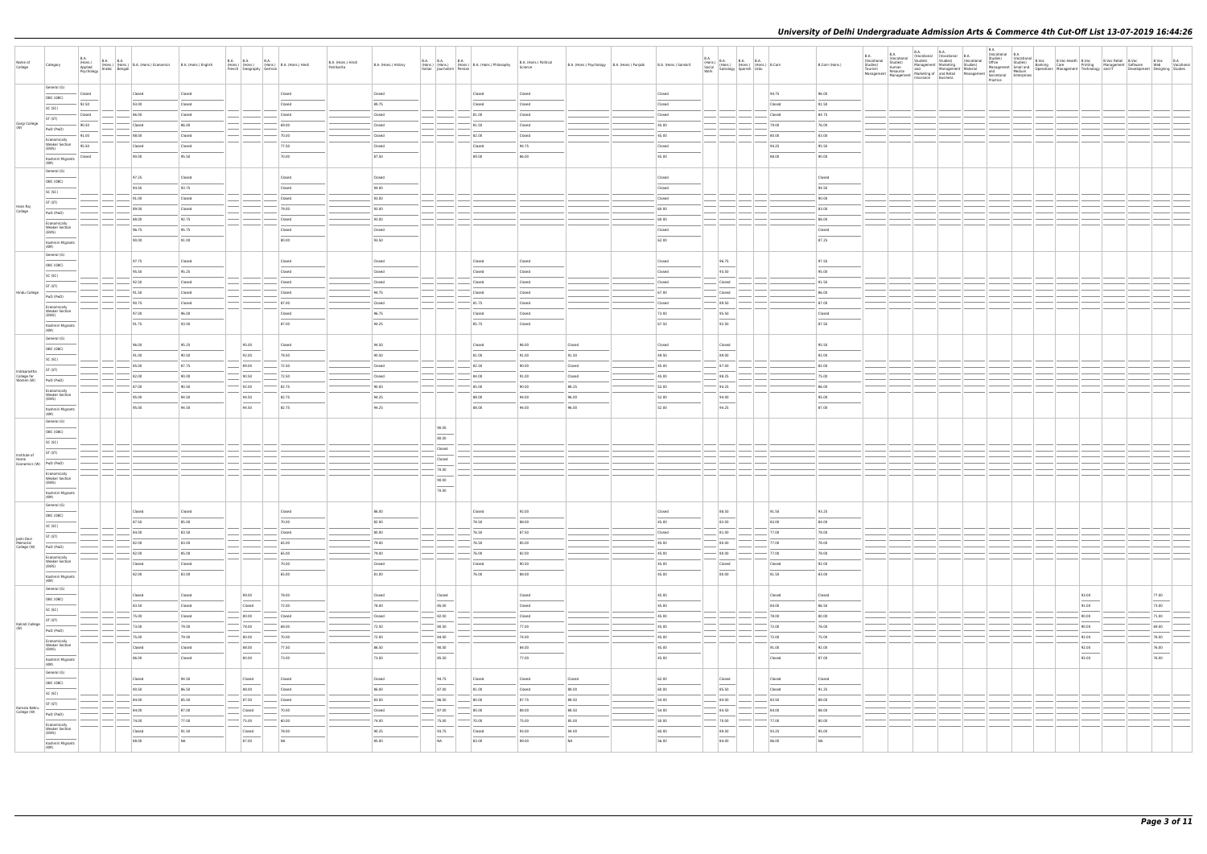# University of Delhi Undergraduate Admission Arts & Commerce 4th Cut-Off List 13-07-2019 16:44:26

| Name of College | Category | B.A. (Hons.) Applied Psychology | B.A. (Hons.) Arabic | B.A. (Hons.) Bengali | B.A. (Hons.) Economics | B.A. (Hons.) English | B.A. (Hons.) French | B.A. (Hons.) Geography | B.A. (Hons.) German | B.A. (Hons.) Hindi | B.A. (Hons.) Hindi Patrakarita | B.A. (Hons.) History | B.A. (Hons.) Italian | B.A. (Hons.) Journalism | B.A. (Hons.) Persian | B.A. (Hons.) Philosophy | B.A. (Hons.) Political Science | B.A. (Hons.) Psychology | B.A. (Hons.) Punjabi | B.A. (Hons.) Sanskrit | B.A. (Hons.) Social Work | B.A. (Hons.) Sociology | B.A. (Hons.) Spanish | B.A. (Hons.) Urdu | B.Com | B.Com (Hons.) | B.A. (Vocational Studies) Tourism Management | B.A. (Vocational Studies) Human Resource Management | B.A. (Vocational Studies) Management and Marketing of Insurance | B.A. (Vocational Studies) Marketing Management and Retail Business | B.A. (Vocational Studies) Material Management | B.A. (Vocational Studies) Office Management and Secretarial Practice | B.A. (Vocational Studies) Small and Medium Enterprises | B.Voc Banking Operations | B.Voc Health Care Management | B.Voc Printing Technology | B.Voc Retail Management and IT | B.Voc Software Development | B.Voc Web Designing | B.A Vocational Studies |
|---|---|---|---|---|---|---|---|---|---|---|---|---|---|---|---|---|---|---|---|---|---|---|---|---|---|---|---|---|---|---|---|---|---|---|---|---|---|---|---|---|
| Gargi College (W) | General (G) | Closed | | | Closed | Closed | | | | Closed | | Closed | | | | Closed | Closed | | | Closed | | | | | 94.75 | 96.00 | | | | | | | | | | | | | | |
| | OBC (OBC) | 92.50 | | | 93.00 | Closed | | | | Closed | | 89.75 | | | | Closed | Closed | | | Closed | | | | | Closed | 91.50 | | | | | | | | | | | | | | |
| | SC (SC) | Closed | | | 86.00 | Closed | | | | Closed | | Closed | | | | 81.00 | Closed | | | Closed | | | | | Closed | 84.75 | | | | | | | | | | | | | | |
| | ST (ST) | 90.50 | | | Closed | 86.00 | | | | 69.00 | | Closed | | | | 81.50 | Closed | | | 45.00 | | | | | 79.00 | 76.00 | | | | | | | | | | | | | | |
| | PwD (PwD) | 91.00 | | | 88.00 | Closed | | | | 70.00 | | Closed | | | | 82.00 | Closed | | | 45.00 | | | | | 60.00 | 83.00 | | | | | | | | | | | | | | |
| | Economically Weaker Section (EWS) | 95.50 | | | Closed | Closed | | | | 77.50 | | Closed | | | | Closed | 94.75 | | | Closed | | | | | 94.25 | 95.50 | | | | | | | | | | | | | | |
| | Kashmiri Migrants (KM) | Closed | | | 90.00 | 95.50 | | | | 70.00 | | 87.50 | | | | 89.00 | 86.00 | | | 45.00 | | | | | 88.00 | 90.00 | | | | | | | | | | | | | | |
| Hans Raj College | General (G) | | | | 97.25 | Closed | | | | Closed | | Closed | | | | | | | | Closed | | | | | | Closed | | | | | | | | | | | | | | |
| | OBC (OBC) | | | | 94.50 | 93.75 | | | | Closed | | 94.00 | | | | | | | | Closed | | | | | | 94.50 | | | | | | | | | | | | | | |
| | SC (SC) | | | | 91.00 | Closed | | | | Closed | | 93.00 | | | | | | | | Closed | | | | | | 90.00 | | | | | | | | | | | | | | |
| | ST (ST) | | | | 89.00 | Closed | | | | 79.00 | | 93.00 | | | | | | | | 60.00 | | | | | | 83.00 | | | | | | | | | | | | | | |
| | PwD (PwD) | | | | 88.00 | 92.75 | | | | Closed | | 93.00 | | | | | | | | 60.00 | | | | | | 86.00 | | | | | | | | | | | | | | |
| | Economically Weaker Section (EWS) | | | | 96.75 | 95.75 | | | | Closed | | Closed | | | | | | | | Closed | | | | | | Closed | | | | | | | | | | | | | | |
| | Kashmiri Migrants (KM) | | | | 93.00 | 91.00 | | | | 80.00 | | 93.50 | | | | | | | | 62.00 | | | | | | 87.25 | | | | | | | | | | | | | | |
| Hindu College | General (G) | | | | 97.75 | Closed | | | | Closed | | Closed | | | | Closed | Closed | | | Closed | | 96.75 | | | | 97.50 | | | | | | | | | | | | | | |
| | OBC (OBC) | | | | 95.50 | 95.25 | | | | Closed | | Closed | | | | Closed | Closed | | | Closed | | 93.50 | | | | 95.00 | | | | | | | | | | | | | | |
| | SC (SC) | | | | 92.50 | Closed | | | | Closed | | Closed | | | | Closed | Closed | | | Closed | | Closed | | | | 91.50 | | | | | | | | | | | | | | |
| | ST (ST) | | | | 91.50 | Closed | | | | Closed | | 94.75 | | | | Closed | Closed | | | 67.00 | | Closed | | | | 86.00 | | | | | | | | | | | | | | |
| | PwD (PwD) | | | | 90.75 | Closed | | | | 87.00 | | Closed | | | | 91.75 | Closed | | | Closed | | 69.50 | | | | 87.00 | | | | | | | | | | | | | | |
| | Economically Weaker Section (EWS) | | | | 97.00 | 96.00 | | | | Closed | | 96.75 | | | | Closed | Closed | | | 73.00 | | 95.50 | | | | Closed | | | | | | | | | | | | | | |
| | Kashmiri Migrants (KM) | | | | 91.75 | 93.00 | | | | 87.00 | | 94.25 | | | | 85.75 | Closed | | | 67.50 | | 92.50 | | | | 87.50 | | | | | | | | | | | | | | |
| Indraprastha College for Women (W) | General (G) | | | | 96.00 | 95.25 | | 95.00 | | Closed | | 94.50 | | | | Closed | 96.00 | Closed | | Closed | | Closed | | | | 95.50 | | | | | | | | | | | | | | |
| | OBC (OBC) | | | | 91.00 | 90.50 | | 92.00 | | 78.50 | | 90.50 | | | | 81.00 | 91.00 | 91.50 | | 49.50 | | 89.00 | | | | 92.00 | | | | | | | | | | | | | | |
| | SC (SC) | | | | 85.00 | 87.75 | | 89.00 | | 72.50 | | Closed | | | | 82.50 | 90.00 | Closed | | 45.00 | | 87.00 | | | | 82.00 | | | | | | | | | | | | | | |
| | ST (ST) | | | | 82.00 | 90.00 | | 90.50 | | 72.50 | | Closed | | | | 84.00 | 91.00 | Closed | | 45.00 | | 88.25 | | | | 75.00 | | | | | | | | | | | | | | |
| | PwD (PwD) | | | | 87.00 | 90.50 | | 92.00 | | 82.75 | | 90.00 | | | | 85.00 | 90.00 | 89.25 | | 52.00 | | 94.25 | | | | 86.00 | | | | | | | | | | | | | | |
| | Economically Weaker Section (EWS) | | | | 95.00 | 94.50 | | 94.50 | | 82.75 | | 94.25 | | | | 88.00 | 94.00 | 96.00 | | 52.00 | | 94.00 | | | | 95.00 | | | | | | | | | | | | | | |
| | Kashmiri Migrants (KM) | | | | 95.00 | 94.50 | | 94.50 | | 82.75 | | 94.25 | | | | 88.00 | 94.00 | 96.00 | | 52.00 | | 94.25 | | | | 87.00 | | | | | | | | | | | | | | |
| Institute of Home Economics (W) | General (G) | | | | | | | | | | | | | 96.00 | | | | | | | | | | | | | | | | | | | | | | | | | | |
| | OBC (OBC) | | | | | | | | | | | | | 90.00 | | | | | | | | | | | | | | | | | | | | | | | | | | |
| | SC (SC) | | | | | | | | | | | | | Closed | | | | | | | | | | | | | | | | | | | | | | | | | | |
| | ST (ST) | | | | | | | | | | | | | Closed | | | | | | | | | | | | | | | | | | | | | | | | | | |
| | PwD (PwD) | | | | | | | | | | | | | 70.00 | | | | | | | | | | | | | | | | | | | | | | | | | | |
| | Economically Weaker Section (EWS) | | | | | | | | | | | | | 90.00 | | | | | | | | | | | | | | | | | | | | | | | | | | |
| | Kashmiri Migrants (KM) | | | | | | | | | | | | | 70.00 | | | | | | | | | | | | | | | | | | | | | | | | | | |
| Janki Devi Memorial College (W) | General (G) | | | | Closed | Closed | | | | Closed | | 86.00 | | | | Closed | 92.00 | | | Closed | | 88.50 | | | 91.50 | 93.25 | | | | | | | | | | | | | | |
| | OBC (OBC) | | | | 87.50 | 85.00 | | | | 70.00 | | 82.00 | | | | 78.50 | 89.00 | | | 45.00 | | 82.00 | | | 83.00 | 84.00 | | | | | | | | | | | | | | |
| | SC (SC) | | | | 84.00 | 83.50 | | | | Closed | | 80.00 | | | | 76.50 | 87.50 | | | Closed | | 81.00 | | | 77.00 | 78.00 | | | | | | | | | | | | | | |
| | ST (ST) | | | | 82.00 | 83.00 | | | | 65.00 | | 79.00 | | | | 76.50 | 85.00 | | | 45.00 | | 80.00 | | | 77.00 | 78.00 | | | | | | | | | | | | | | |
| | PwD (PwD) | | | | 82.00 | 85.00 | | | | 65.00 | | 79.00 | | | | 76.00 | 82.00 | | | 45.00 | | 80.00 | | | 77.00 | 78.00 | | | | | | | | | | | | | | |
| | Economically Weaker Section (EWS) | | | | Closed | Closed | | | | 70.00 | | Closed | | | | Closed | 90.50 | | | 45.00 | | Closed | | | Closed | 92.00 | | | | | | | | | | | | | | |
| | Kashmiri Migrants (KM) | | | | 82.00 | 83.00 | | | | 65.00 | | 81.00 | | | | 76.00 | 89.00 | | | 45.00 | | 80.00 | | | 81.50 | 83.00 | | | | | | | | | | | | | | |
| Kalindi College (W) | General (G) | | | | Closed | Closed | | 89.00 | | 78.00 | | Closed | | Closed | | | Closed | | | 45.00 | | | | | Closed | Closed | | | | | | | | | | 93.00 | | | 77.00 | |
| | OBC (OBC) | | | | 83.50 | Closed | | Closed | | 72.00 | | 78.00 | | 95.00 | | | Closed | | | 45.00 | | | | | 84.00 | 86.50 | | | | | | | | | | 91.00 | | | 73.00 | |
| | SC (SC) | | | | 75.00 | Closed | | 80.00 | | Closed | | Closed | | 92.00 | | | Closed | | | 45.00 | | | | | 78.00 | 80.00 | | | | | | | | | | 90.00 | | | 71.00 | |
| | ST (ST) | | | | 73.00 | 79.00 | | 78.00 | | 69.00 | | 72.50 | | 88.50 | | | 77.00 | | | 45.00 | | | | | 72.00 | 76.00 | | | | | | | | | | 90.00 | | | 69.00 | |
| | PwD (PwD) | | | | 75.00 | 79.00 | | 80.00 | | 70.00 | | 72.00 | | 84.00 | | | 74.00 | | | 45.00 | | | | | 72.00 | 75.00 | | | | | | | | | | 92.00 | | | 76.00 | |
| | Economically Weaker Section (EWS) | | | | Closed | Closed | | 88.00 | | 77.50 | | 86.50 | | 98.00 | | | 84.00 | | | 45.00 | | | | | 91.00 | 92.00 | | | | | | | | | | 92.00 | | | 76.00 | |
| | Kashmiri Migrants (KM) | | | | 86.00 | Closed | | 80.00 | | 73.00 | | 73.00 | | 95.50 | | | 77.00 | | | 45.00 | | | | | Closed | 87.00 | | | | | | | | | | 92.00 | | | 76.00 | |
| Kamala Nehru College (W) | General (G) | | | | Closed | 94.50 | | Closed | | Closed | | Closed | | 94.75 | | Closed | Closed | Closed | | 62.00 | | Closed | | | Closed | Closed | | | | | | | | | | | | | | |
| | OBC (OBC) | | | | 90.50 | 86.50 | | 88.00 | | Closed | | 86.00 | | 87.00 | | 81.00 | Closed | 88.00 | | 60.00 | | 85.50 | | | Closed | 91.25 | | | | | | | | | | | | | | |
| | SC (SC) | | | | 84.00 | 85.50 | | 87.50 | | Closed | | 83.00 | | 86.50 | | 80.00 | 87.75 | 88.50 | | 54.00 | | 84.00 | | | 83.50 | 88.00 | | | | | | | | | | | | | | |
| | ST (ST) | | | | 84.00 | 87.00 | | Closed | | 70.00 | | Closed | | 87.00 | | 80.00 | 88.00 | 88.50 | | 54.00 | | 84.50 | | | 84.00 | 88.00 | | | | | | | | | | | | | | |
| | PwD (PwD) | | | | 74.00 | 77.00 | | 75.00 | | 60.00 | | 74.00 | | 75.00 | | 70.00 | 75.00 | 85.00 | | 58.00 | | 78.00 | | | 77.00 | 80.00 | | | | | | | | | | | | | | |
| | Economically Weaker Section (EWS) | | | | Closed | 91.50 | | Closed | | 79.00 | | 90.25 | | 93.75 | | Closed | 93.00 | 94.00 | | 60.00 | | 89.50 | | | 93.25 | 95.00 | | | | | | | | | | | | | | |
| | Kashmiri Migrants (KM) | | | | 88.00 | NA | | 87.00 | | NA | | 85.00 | | NA | | 83.00 | 89.00 | NA | | 56.00 | | 84.00 | | | 86.00 | NA | | | | | | | | | | | | | | |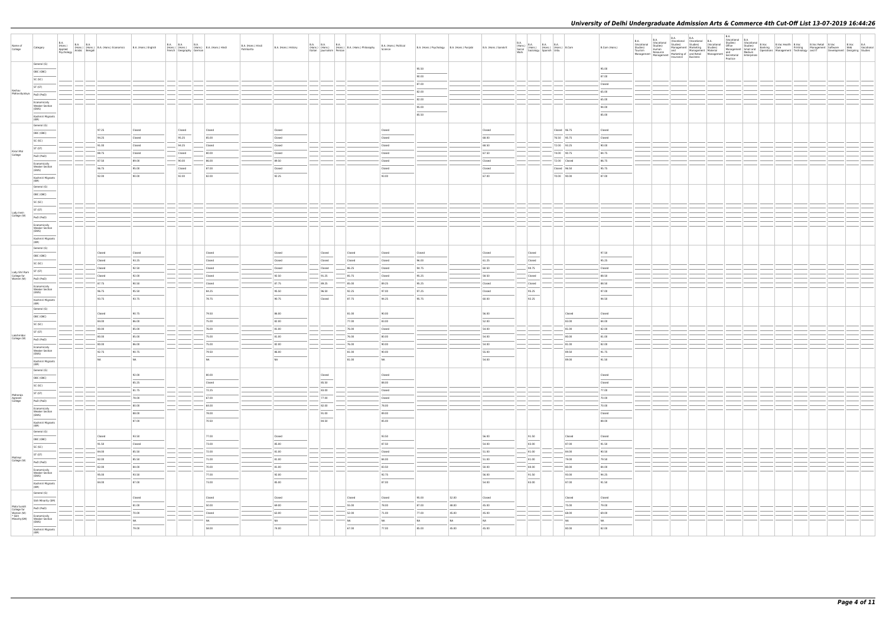| Name of College | Category | B.A. (Hons.) Applied Psychology | B.A. (Hons.) Arabic | B.A. (Hons.) Bengali | B.A. (Hons.) Economics | B.A. (Hons.) English | B.A. (Hons.) French | B.A. (Hons.) Geography | B.A. (Hons.) German | B.A. (Hons.) Hindi | B.A. (Hons.) Hindi Patrakarita | B.A. (Hons.) History | B.A. (Hons.) Italian | B.A. (Hons.) Journalism | B.A. (Hons.) Persian | B.A. (Hons.) Philosophy | B.A. (Hons.) Political Science | B.A. (Hons.) Psychology | B.A. (Hons.) Punjabi | B.A. (Hons.) Sanskrit | B.A. (Hons.) Social Work | B.A. (Hons.) Sociology | B.A. (Hons.) Spanish | B.A. (Hons.) Urdu | B.Com | B.Com (Hons.) | B.A. (Vocational Studies) Tourism Management | B.A. (Vocational Studies) Human Resource Management | B.A. (Vocational Studies) Management and Marketing of Insurance | B.A. (Vocational Studies) Marketing Management and Retail Business | B.A. (Vocational Studies) Material Management | B.A. (Vocational Studies) Office Management and Secretarial Practice | B.A. (Vocational Studies) Small and Medium Enterprises | B.Voc Banking Operations | B.Voc Health Care Management | B.Voc Printing Technology | B.Voc Retail Management and IT | B.Voc Software Development | B.Voc Web Designing | B.A Vocational Studies |
|---|---|---|---|---|---|---|---|---|---|---|---|---|---|---|---|---|---|---|---|---|---|---|---|---|---|---|---|---|---|---|---|---|---|---|---|---|---|---|---|---|
| Keshav Mahavidyalaya | General (G) | | | | | | | | | | | | | | | | | 95.50 | | | | | | | | 95.00 | | | | | | | | | | | | | | |
| | OBC (OBC) | | | | | | | | | | | | | | | | | 90.00 | | | | | | | | 87.00 | | | | | | | | | | | | | | |
| | SC (SC) | | | | | | | | | | | | | | | | | 87.00 | | | | | | | | Closed | | | | | | | | | | | | | | |
| | ST (ST) | | | | | | | | | | | | | | | | | 82.00 | | | | | | | | 65.00 | | | | | | | | | | | | | | |
| | PwD (PwD) | | | | | | | | | | | | | | | | | 82.00 | | | | | | | | 85.00 | | | | | | | | | | | | | | |
| | Economically Weaker Section (EWS) | | | | | | | | | | | | | | | | | 95.00 | | | | | | | | 94.00 | | | | | | | | | | | | | | |
| | Kashmiri Migrants (KM) | | | | | | | | | | | | | | | | | 85.50 | | | | | | | | 85.00 | | | | | | | | | | | | | | |
| Kirori Mal College | General (G) | | | | 97.25 | Closed | | Closed | | Closed | | Closed | | | | | Closed | | | Closed | | | | Closed | 96.75 | Closed | | | | | | | | | | | | | | |
| | OBC (OBC) | | | | 94.25 | Closed | | 95.25 | | 85.00 | | Closed | | | | | Closed | | | 68.00 | | | | 76.50 | 95.75 | Closed | | | | | | | | | | | | | | |
| | SC (SC) | | | | 91.00 | Closed | | 94.25 | | Closed | | Closed | | | | | Closed | | | 68.50 | | | | 72.00 | 93.25 | 90.00 | | | | | | | | | | | | | | |
| | ST (ST) | | | | 88.75 | Closed | | Closed | | 80.00 | | Closed | | | | | Closed | | | 67.50 | | | | 70.00 | 90.75 | 84.75 | | | | | | | | | | | | | | |
| | PwD (PwD) | | | | 87.50 | 89.00 | | 90.00 | | 86.00 | | 89.50 | | | | | Closed | | | Closed | | | | 72.00 | Closed | 86.75 | | | | | | | | | | | | | | |
| | Economically Weaker Section (EWS) | | | | 96.75 | 95.00 | | Closed | | 87.00 | | Closed | | | | | Closed | | | Closed | | | | Closed | 96.50 | 95.75 | | | | | | | | | | | | | | |
| | Kashmiri Migrants (KM) | | | | 92.00 | 90.00 | | 92.00 | | 82.00 | | 92.25 | | | | | 93.00 | | | 67.80 | | | | 70.00 | 90.00 | 87.00 | | | | | | | | | | | | | | |
| Lady Irwin College (W) | General (G) | | | | | | | | | | | | | | | | | | | | | | | | | | | | | | | | | | | | | | | |
| | OBC (OBC) | | | | | | | | | | | | | | | | | | | | | | | | | | | | | | | | | | | | | | | |
| | SC (SC) | | | | | | | | | | | | | | | | | | | | | | | | | | | | | | | | | | | | | | | |
| | ST (ST) | | | | | | | | | | | | | | | | | | | | | | | | | | | | | | | | | | | | | | | |
| | PwD (PwD) | | | | | | | | | | | | | | | | | | | | | | | | | | | | | | | | | | | | | | | |
| | Economically Weaker Section (EWS) | | | | | | | | | | | | | | | | | | | | | | | | | | | | | | | | | | | | | | | |
| | Kashmiri Migrants (KM) | | | | | | | | | | | | | | | | | | | | | | | | | | | | | | | | | | | | | | | |
| Lady Shri Ram College for Women (W) | General (G) | | | | Closed | Closed | | | | Closed | | Closed | | Closed | | Closed | Closed | Closed | | Closed | | Closed | | | | 97.50 | | | | | | | | | | | | | | |
| | OBC (OBC) | | | | Closed | 93.25 | | | | Closed | | Closed | | Closed | | Closed | Closed | 96.00 | | 61.25 | | Closed | | | | 95.25 | | | | | | | | | | | | | | |
| | SC (SC) | | | | Closed | 92.50 | | | | Closed | | Closed | | Closed | | 86.25 | Closed | 94.75 | | 60.50 | | 89.75 | | | | Closed | | | | | | | | | | | | | | |
| | ST (ST) | | | | Closed | 92.00 | | | | Closed | | 92.50 | | 91.25 | | 85.75 | Closed | 95.25 | | 58.50 | | Closed | | | | 89.50 | | | | | | | | | | | | | | |
| | PwD (PwD) | | | | 87.75 | 90.50 | | | | Closed | | 87.75 | | 89.25 | | 85.00 | 89.25 | 95.25 | | Closed | | Closed | | | | 86.50 | | | | | | | | | | | | | | |
| | Economically Weaker Section (EWS) | | | | 96.75 | 95.50 | | | | 84.25 | | 95.50 | | 96.50 | | 92.25 | 97.00 | 97.25 | | Closed | | 95.25 | | | | 97.00 | | | | | | | | | | | | | | |
| | Kashmiri Migrants (KM) | | | | 93.75 | 93.75 | | | | 78.75 | | 90.75 | | Closed | | 87.75 | 94.25 | 95.75 | | 60.00 | | 92.25 | | | | 94.50 | | | | | | | | | | | | | | |
| Lakshmibai College (W) | General (G) | | | | Closed | 90.75 | | | | 79.50 | | 86.00 | | | | 81.00 | 90.00 | | | 56.00 | | | | | Closed | Closed | | | | | | | | | | | | | | |
| | OBC (OBC) | | | | 84.00 | 86.00 | | | | 75.00 | | 82.00 | | | | 77.00 | 83.00 | | | 52.00 | | | | | 83.00 | 84.00 | | | | | | | | | | | | | | |
| | SC (SC) | | | | 80.00 | 85.00 | | | | 74.00 | | 81.00 | | | | 76.00 | Closed | | | 54.00 | | | | | 81.00 | 82.00 | | | | | | | | | | | | | | |
| | ST (ST) | | | | 80.00 | 85.00 | | | | 75.00 | | 81.00 | | | | 76.00 | 80.00 | | | 54.00 | | | | | 80.00 | 81.00 | | | | | | | | | | | | | | |
| | PwD (PwD) | | | | 80.00 | 86.00 | | | | 75.00 | | 82.00 | | | | 76.00 | 90.00 | | | 54.00 | | | | | 81.00 | 82.00 | | | | | | | | | | | | | | |
| | Economically Weaker Section (EWS) | | | | 92.75 | 90.75 | | | | 79.50 | | 86.00 | | | | 81.00 | 90.00 | | | 55.00 | | | | | 89.50 | 91.75 | | | | | | | | | | | | | | |
| | Kashmiri Migrants (KM) | | | | NA | NA | | | | NA | | NA | | | | 81.00 | NA | | | 54.00 | | | | | 89.00 | 91.50 | | | | | | | | | | | | | | |
| Maharaja Agrasen College | General (G) | | | | | 92.00 | | | | 80.00 | | | | Closed | | | Closed | | | | | | | | | Closed | | | | | | | | | | | | | | |
| | OBC (OBC) | | | | | 85.25 | | | | Closed | | | | 95.50 | | | 89.00 | | | | | | | | | Closed | | | | | | | | | | | | | | |
| | SC (SC) | | | | | 81.75 | | | | 72.25 | | | | 93.00 | | | Closed | | | | | | | | | 77.00 | | | | | | | | | | | | | | |
| | ST (ST) | | | | | 79.00 | | | | 67.00 | | | | 77.00 | | | Closed | | | | | | | | | 70.00 | | | | | | | | | | | | | | |
| | PwD (PwD) | | | | | 80.00 | | | | 64.00 | | | | 82.00 | | | 79.00 | | | | | | | | | 70.00 | | | | | | | | | | | | | | |
| | Economically Weaker Section (EWS) | | | | | 86.00 | | | | 79.00 | | | | 91.00 | | | 89.00 | | | | | | | | | Closed | | | | | | | | | | | | | | |
| | Kashmiri Migrants (KM) | | | | | 87.00 | | | | 70.50 | | | | 89.50 | | | 85.00 | | | | | | | | | 89.00 | | | | | | | | | | | | | | |
| Maitreyi College (W) | General (G) | | | | Closed | 93.50 | | | | 77.00 | | Closed | | | | | 93.50 | | | 56.00 | 91.50 | | | | Closed | Closed | | | | | | | | | | | | | | |
| | OBC (OBC) | | | | 91.50 | Closed | | | | 73.00 | | 85.00 | | | | | 87.50 | | | 54.00 | 83.00 | | | | 87.00 | 91.50 | | | | | | | | | | | | | | |
| | SC (SC) | | | | 84.00 | 85.50 | | | | 72.00 | | 81.00 | | | | | Closed | | | 51.00 | 81.00 | | | | 84.00 | 90.50 | | | | | | | | | | | | | | |
| | ST (ST) | | | | 82.00 | 85.50 | | | | 71.00 | | 81.00 | | | | | 84.00 | | | 51.00 | 81.00 | | | | 79.00 | 79.50 | | | | | | | | | | | | | | |
| | PwD (PwD) | | | | 82.00 | 84.00 | | | | 70.00 | | 81.00 | | | | | 83.50 | | | 50.00 | 80.00 | | | | 80.00 | 84.00 | | | | | | | | | | | | | | |
| | Economically Weaker Section (EWS) | | | | 95.00 | 93.50 | | | | 77.00 | | 92.00 | | | | | 92.75 | | | 56.00 | 91.50 | | | | 93.00 | 94.25 | | | | | | | | | | | | | | |
| | Kashmiri Migrants (KM) | | | | 84.00 | 87.00 | | | | 73.00 | | 85.00 | | | | | 87.00 | | | 54.00 | 83.00 | | | | 87.00 | 91.50 | | | | | | | | | | | | | | |
| Mata Sundri College for Women (W) * Sikh Minority(SM) | General (G) | | | | | Closed | | | | Closed | | Closed | | | | Closed | Closed | 95.00 | 52.00 | Closed | | | | | Closed | Closed | | | | | | | | | | | | | | |
| | Sikh Minority (SM) | | | | | 81.00 | | | | 50.00 | | 69.00 | | | | 55.00 | 78.00 | 87.00 | 48.00 | 45.00 | | | | | 75.00 | 79.00 | | | | | | | | | | | | | | |
| | PwD (PwD) | | | | | 70.00 | | | | Closed | | 63.00 | | | | 52.00 | 71.00 | 77.00 | 45.00 | 45.00 | | | | | 68.00 | 69.00 | | | | | | | | | | | | | | |
| | Economically Weaker Section (EWS) | | | | | NA | | | | NA | | NA | | | | NA | NA | NA | NA | NA | | | | | NA | NA | | | | | | | | | | | | | | |
| | Kashmiri Migrants (KM) | | | | | 79.00 | | | | 58.00 | | 74.00 | | | | 67.00 | 77.00 | 85.00 | 45.00 | 45.00 | | | | | 80.00 | 82.00 | | | | | | | | | | | | | | |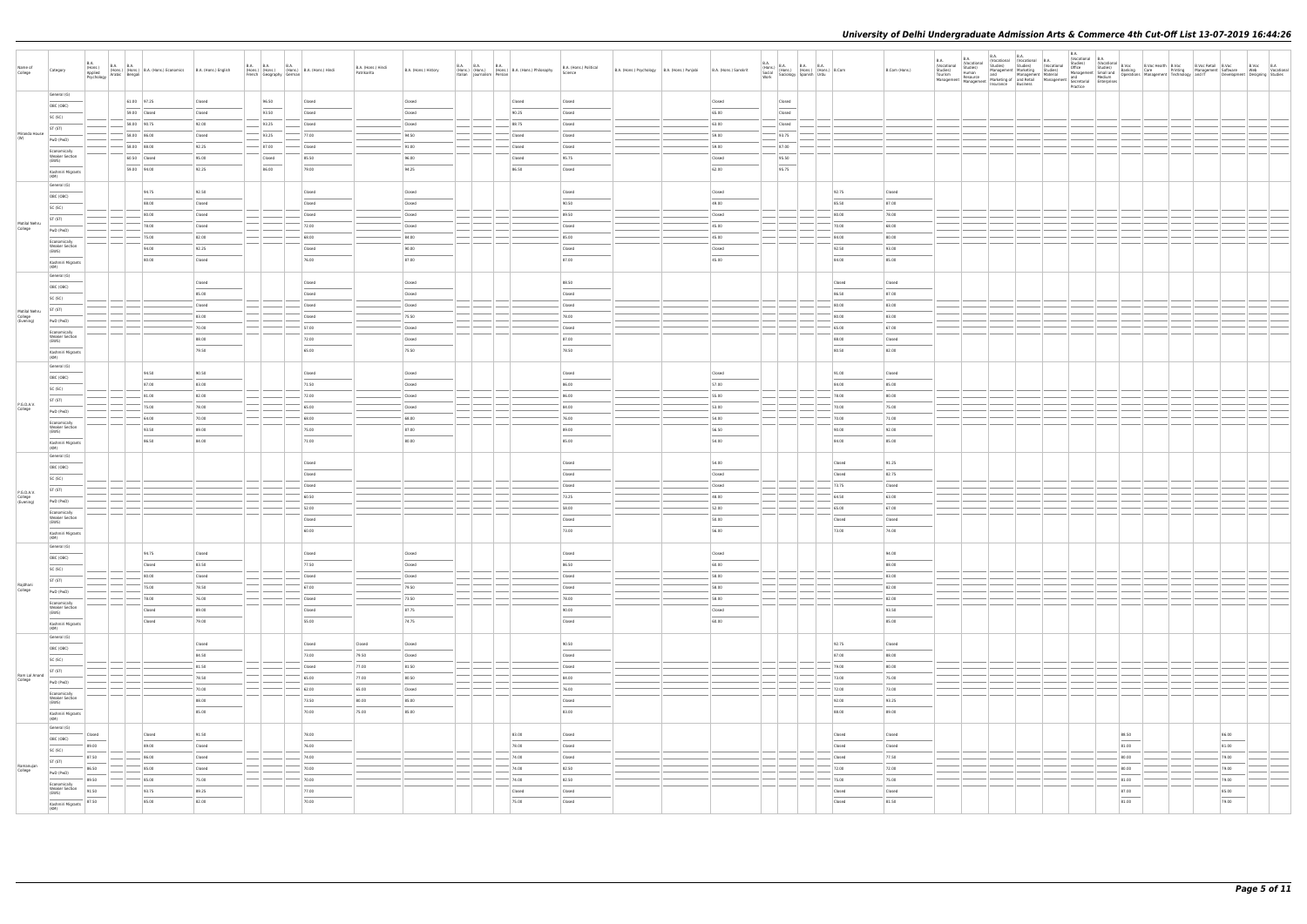# University of Delhi Undergraduate Admission Arts & Commerce 4th Cut-Off List 13-07-2019 16:44:26

| Name of College | Category | B.A. (Hons.) Applied Psychology | B.A. (Hons.) Arabic | B.A. (Hons.) Bengali | B.A. (Hons.) Economics | B.A. (Hons.) English | B.A. (Hons.) French | B.A. (Hons.) Geography | B.A. (Hons.) German | B.A. (Hons.) Hindi | B.A. (Hons.) Hindi Patrakarita | B.A. (Hons.) History | B.A. (Hons.) Italian | B.A. (Hons.) Journalism | B.A. (Hons.) Persian | B.A. (Hons.) Philosophy | B.A. (Hons.) Political Science | B.A. (Hons.) Psychology | B.A. (Hons.) Punjabi | B.A. (Hons.) Sanskrit | B.A. (Hons.) Social Work | B.A. (Hons.) Sociology | B.A. (Hons.) Spanish | B.A. (Hons.) Urdu | B.Com | B.Com (Hons.) | B.A. (Vocational Studies) Tourism Management | B.A. (Vocational Studies) Human Resource Management | B.A. (Vocational Studies) Management and Marketing of Insurance | B.A. (Vocational Studies) Marketing Management and Retail Business | B.A. (Vocational Studies) Material Management | B.A. (Vocational Studies) Office Management and Secretarial Practice | B.A. (Vocational Studies) Small and Medium Enterprises | B.Voc Banking Operations | B.Voc Health Care | B.Voc Printing Technology | B.Voc Retail Management and IT | B.Voc Software Development | B.Voc Web Designing | B.A Vocational Studies |
|---|---|---|---|---|---|---|---|---|---|---|---|---|---|---|---|---|---|---|---|---|---|---|---|---|---|---|---|---|---|---|---|---|---|---|---|---|---|---|---|---|
| Miranda House (W) | General (G) | | | 61.00 | 97.25 | Closed | | 96.50 | | Closed | | Closed | | | | Closed | Closed | | | Closed | | Closed | | | | | | | | | | | | | | | | | | |
| | OBC (OBC) | | | 59.00 | Closed | Closed | | 93.50 | | Closed | | Closed | | | | 90.25 | Closed | | | 65.00 | | Closed | | | | | | | | | | | | | | | | | | |
| | SC (SC) | | | 58.00 | 90.75 | 92.00 | | 93.25 | | Closed | | Closed | | | | 89.75 | Closed | | | 63.00 | | Closed | | | | | | | | | | | | | | | | | | |
| | ST (ST) | | | 58.00 | 86.00 | Closed | | 93.25 | | 77.00 | | 94.50 | | | | Closed | Closed | | | 58.00 | | 93.75 | | | | | | | | | | | | | | | | | | |
| | PwD (PwD) | | | 58.00 | 88.00 | 92.25 | | 87.00 | | Closed | | 91.00 | | | | Closed | Closed | | | 59.00 | | 87.00 | | | | | | | | | | | | | | | | | | |
| | Economically Weaker Section (EWS) | | | 60.50 | Closed | 95.00 | | Closed | | 85.50 | | 96.00 | | | | Closed | 95.75 | | | Closed | | 95.50 | | | | | | | | | | | | | | | | | | |
| | Kashmiri Migrants (KM) | | | 59.00 | 94.00 | 92.25 | | 86.00 | | 79.00 | | 94.25 | | | | 86.50 | Closed | | | 62.00 | | 95.75 | | | | | | | | | | | | | | | | | | |
| Motilal Nehru College | General (G) | | | | 94.75 | 92.50 | | | | Closed | | Closed | | | | | Closed | | | Closed | | | | | 92.75 | Closed | | | | | | | | | | | | | | |
| | OBC (OBC) | | | | 88.00 | Closed | | | | Closed | | Closed | | | | | 90.50 | | | 49.00 | | | | | 85.50 | 87.00 | | | | | | | | | | | | | | |
| | SC (SC) | | | | 80.00 | Closed | | | | Closed | | Closed | | | | | 89.50 | | | Closed | | | | | 80.00 | 78.00 | | | | | | | | | | | | | | |
| | ST (ST) | | | | 78.00 | Closed | | | | 72.00 | | Closed | | | | | Closed | | | 45.00 | | | | | 70.00 | 69.00 | | | | | | | | | | | | | | |
| | PwD (PwD) | | | | 75.00 | 82.00 | | | | 69.00 | | 84.00 | | | | | 85.00 | | | 45.00 | | | | | 69.00 | 80.00 | | | | | | | | | | | | | | |
| | Economically Weaker Section (EWS) | | | | 94.00 | 92.25 | | | | Closed | | 90.00 | | | | | Closed | | | Closed | | | | | 92.50 | 93.00 | | | | | | | | | | | | | | |
| | Kashmiri Migrants (KM) | | | | 80.00 | Closed | | | | 76.00 | | 87.00 | | | | | 87.00 | | | 45.00 | | | | | 89.00 | 85.00 | | | | | | | | | | | | | | |
| Motilal Nehru College (Evening) | General (G) | | | | | Closed | | | | Closed | | Closed | | | | | 89.50 | | | | | | | | Closed | Closed | | | | | | | | | | | | | | |
| | OBC (OBC) | | | | | 85.00 | | | | Closed | | Closed | | | | | Closed | | | | | | | | 86.50 | 87.00 | | | | | | | | | | | | | | |
| | SC (SC) | | | | | Closed | | | | Closed | | Closed | | | | | Closed | | | | | | | | 80.00 | 84.00 | | | | | | | | | | | | | | |
| | ST (ST) | | | | | 83.00 | | | | Closed | | 75.50 | | | | | 78.00 | | | | | | | | 80.00 | 83.00 | | | | | | | | | | | | | | |
| | PwD (PwD) | | | | | 70.00 | | | | 57.00 | | Closed | | | | | Closed | | | | | | | | 65.00 | 67.00 | | | | | | | | | | | | | | |
| | Economically Weaker Section (EWS) | | | | | 88.00 | | | | 72.00 | | Closed | | | | | 87.00 | | | | | | | | 88.00 | Closed | | | | | | | | | | | | | | |
| | Kashmiri Migrants (KM) | | | | | 79.50 | | | | 65.00 | | 75.50 | | | | | 79.50 | | | | | | | | 80.50 | 82.00 | | | | | | | | | | | | | | |
| P.G.D.A.V. College | General (G) | | | | 94.50 | 90.50 | | | | Closed | | Closed | | | | | Closed | | | Closed | | | | | 91.00 | Closed | | | | | | | | | | | | | | |
| | OBC (OBC) | | | | 87.00 | 83.00 | | | | 71.50 | | Closed | | | | | 86.00 | | | 57.00 | | | | | 84.00 | 85.00 | | | | | | | | | | | | | | |
| | SC (SC) | | | | 81.00 | 82.00 | | | | 72.00 | | Closed | | | | | 86.00 | | | 55.00 | | | | | 78.00 | 80.00 | | | | | | | | | | | | | | |
| | ST (ST) | | | | 75.00 | 78.00 | | | | 65.00 | | Closed | | | | | 84.00 | | | 53.00 | | | | | 70.00 | 75.00 | | | | | | | | | | | | | | |
| | PwD (PwD) | | | | 64.00 | 70.00 | | | | 69.00 | | 68.00 | | | | | 76.00 | | | 54.00 | | | | | 70.00 | 71.00 | | | | | | | | | | | | | | |
| | Economically Weaker Section (EWS) | | | | 93.50 | 89.00 | | | | 75.00 | | 87.00 | | | | | 89.00 | | | 56.50 | | | | | 90.00 | 92.00 | | | | | | | | | | | | | | |
| | Kashmiri Migrants (KM) | | | | 86.50 | 84.00 | | | | 71.00 | | 80.00 | | | | | 85.00 | | | 54.00 | | | | | 84.00 | 85.00 | | | | | | | | | | | | | | |
| P.G.D.A.V. College (Evening) | General (G) | | | | | | | | | Closed | | | | | | | Closed | | | 54.00 | | | | | Closed | 91.25 | | | | | | | | | | | | | | |
| | OBC (OBC) | | | | | | | | | Closed | | | | | | | Closed | | | Closed | | | | | Closed | 82.75 | | | | | | | | | | | | | | |
| | SC (SC) | | | | | | | | | Closed | | | | | | | Closed | | | Closed | | | | | 73.75 | Closed | | | | | | | | | | | | | | |
| | ST (ST) | | | | | | | | | 60.50 | | | | | | | 73.25 | | | 49.00 | | | | | 64.50 | 63.00 | | | | | | | | | | | | | | |
| | PwD (PwD) | | | | | | | | | 52.00 | | | | | | | 59.00 | | | 52.00 | | | | | 65.00 | 67.00 | | | | | | | | | | | | | | |
| | Economically Weaker Section (EWS) | | | | | | | | | Closed | | | | | | | Closed | | | 50.00 | | | | | Closed | Closed | | | | | | | | | | | | | | |
| | Kashmiri Migrants (KM) | | | | | | | | | 60.00 | | | | | | | 73.00 | | | 56.00 | | | | | 73.00 | 74.00 | | | | | | | | | | | | | | |
| Rajdhani College | General (G) | | | | 94.75 | Closed | | | | Closed | | Closed | | | | | Closed | | | Closed | | | | | | 94.00 | | | | | | | | | | | | | | |
| | OBC (OBC) | | | | Closed | 83.50 | | | | 77.50 | | Closed | | | | | 86.50 | | | 60.00 | | | | | | 89.00 | | | | | | | | | | | | | | |
| | SC (SC) | | | | 80.00 | Closed | | | | Closed | | Closed | | | | | Closed | | | 58.00 | | | | | | 83.00 | | | | | | | | | | | | | | |
| | ST (ST) | | | | 75.00 | 79.50 | | | | 67.00 | | 79.50 | | | | | Closed | | | 58.00 | | | | | | 82.00 | | | | | | | | | | | | | | |
| | PwD (PwD) | | | | 78.00 | 76.00 | | | | Closed | | 73.50 | | | | | 78.00 | | | 58.00 | | | | | | 82.00 | | | | | | | | | | | | | | |
| | Economically Weaker Section (EWS) | | | | Closed | 89.00 | | | | Closed | | 87.75 | | | | | 90.00 | | | Closed | | | | | | 92.50 | | | | | | | | | | | | | | |
| | Kashmiri Migrants (KM) | | | | Closed | 79.00 | | | | 55.00 | | 74.75 | | | | | Closed | | | 60.00 | | | | | | 85.00 | | | | | | | | | | | | | | |
| Ram Lal Anand College | General (G) | | | | | Closed | | | | Closed | Closed | Closed | | | | | 90.50 | | | | | | | | 92.75 | Closed | | | | | | | | | | | | | | |
| | OBC (OBC) | | | | | 84.50 | | | | 73.00 | 79.50 | Closed | | | | | Closed | | | | | | | | 87.00 | 88.00 | | | | | | | | | | | | | | |
| | SC (SC) | | | | | 81.50 | | | | Closed | 77.00 | 81.50 | | | | | Closed | | | | | | | | 79.00 | 80.00 | | | | | | | | | | | | | | |
| | ST (ST) | | | | | 79.50 | | | | 65.00 | 77.00 | 80.50 | | | | | 84.00 | | | | | | | | 73.00 | 75.00 | | | | | | | | | | | | | | |
| | PwD (PwD) | | | | | 70.00 | | | | 62.00 | 65.00 | Closed | | | | | 76.00 | | | | | | | | 72.00 | 73.00 | | | | | | | | | | | | | | |
| | Economically Weaker Section (EWS) | | | | | 88.00 | | | | 73.50 | 80.00 | 85.00 | | | | | Closed | | | | | | | | 92.00 | 93.25 | | | | | | | | | | | | | | |
| | Kashmiri Migrants (KM) | | | | | 85.00 | | | | 70.00 | 75.00 | 85.00 | | | | | 83.00 | | | | | | | | 88.00 | 89.00 | | | | | | | | | | | | | | |
| Ramanujan College | General (G) | Closed | | | Closed | 91.50 | | | | 78.00 | | | | | | 83.00 | Closed | | | | | | | | Closed | Closed | | | | | | | | 88.50 | | | | 86.00 | | |
| | OBC (OBC) | 89.00 | | | 89.00 | Closed | | | | 76.00 | | | | | | 78.00 | Closed | | | | | | | | Closed | Closed | | | | | | | | 81.00 | | | | 81.00 | | |
| | SC (SC) | 87.50 | | | 86.00 | Closed | | | | 74.00 | | | | | | 74.00 | Closed | | | | | | | | Closed | 77.50 | | | | | | | | 80.00 | | | | 79.00 | | |
| | ST (ST) | 86.50 | | | 85.00 | Closed | | | | 70.00 | | | | | | 74.00 | 82.50 | | | | | | | | 72.00 | 72.00 | | | | | | | | 80.00 | | | | 79.00 | | |
| | PwD (PwD) | 89.50 | | | 85.00 | 75.00 | | | | 70.00 | | | | | | 74.00 | 82.50 | | | | | | | | 75.00 | 75.00 | | | | | | | | 81.00 | | | | 79.00 | | |
| | Economically Weaker Section (EWS) | 91.50 | | | 93.75 | 89.25 | | | | 77.00 | | | | | | Closed | Closed | | | | | | | | Closed | Closed | | | | | | | | 87.00 | | | | 85.00 | | |
| | Kashmiri Migrants (KM) | 87.50 | | | 85.00 | 82.00 | | | | 70.00 | | | | | | 75.00 | Closed | | | | | | | | Closed | 81.50 | | | | | | | | 81.00 | | | | 79.00 | | |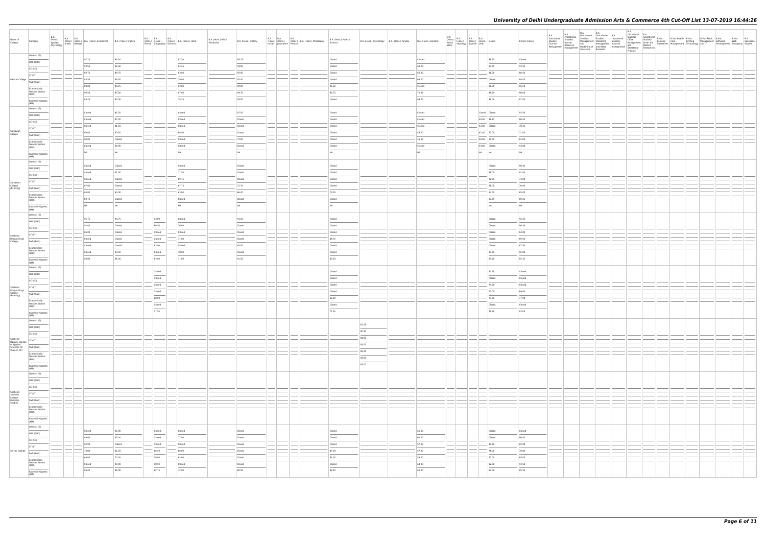| Name of College | Category | B.A. (Hons.) Applied Psychology | B.A. (Hons.) Arabic | B.A. (Hons.) Bengali | B.A. (Hons.) Economics | B.A. (Hons.) English | B.A. (Hons.) French | B.A. (Hons.) Geography | B.A. (Hons.) German | B.A. (Hons.) Hindi | B.A. (Hons.) Hindi Patrakarita | B.A. (Hons.) History | B.A. (Hons.) Italian | B.A. (Hons.) Journalism | B.A. (Hons.) Persian | B.A. (Hons.) Philosophy | B.A. (Hons.) Political Science | B.A. (Hons.) Psychology | B.A. (Hons.) Punjabi | B.A. (Hons.) Sanskrit | B.A. (Hons.) Social Work | B.A. (Hons.) Sociology | B.A. (Hons.) Spanish | B.A. (Hons.) Urdu | B.Com | B.Com (Hons.) | B.A. (Vocational Studies) Tourism Management | B.A. (Vocational Studies) Human Resource Management | B.A. (Vocational Studies) Management and Marketing of Insurance | B.A. (Vocational Studies) Marketing Management and Retail Business | B.A. (Vocational Studies) Material Management | B.A. (Vocational Studies) Office Management and Secretarial Practice | B.A. (Vocational Studies) Small and Medium Enterprises | B.Voc Banking Operations | B.Voc Health Care Management | B.Voc Printing Technology | B.Voc Retail Management and IT | B.Voc Software Development | B.Voc Web Designing | B.A Vocational Studies |
|---|---|---|---|---|---|---|---|---|---|---|---|---|---|---|---|---|---|---|---|---|---|---|---|---|---|---|---|---|---|---|---|---|---|---|---|---|---|---|---|
| Rajdhani College | General (G) | | | | 97.25 | 95.50 | | | | 87.50 | | 95.25 | | | | | Closed | | | Closed | | | | | 96.75 | Closed | | | | | | | | | | | | | |
| | OBC (OBC) | | | | 94.50 | 92.50 | | | | 84.25 | | 94.00 | | | | | Closed | | | 69.00 | | | | | 94.75 | 93.50 | | | | | | | | | | | | | |
| | SC (SC) | | | | 92.75 | 89.75 | | | | 83.00 | | 92.00 | | | | | Closed | | | 66.00 | | | | | 91.00 | 88.50 | | | | | | | | | | | | | |
| | ST (ST) | | | | 88.50 | 88.50 | | | | 79.00 | | 92.00 | | | | | Closed | | | 63.00 | | | | | Closed | 84.00 | | | | | | | | | | | | | |
| | PwD (PwD) | | | | 88.00 | 88.25 | | | | 83.00 | | 90.00 | | | | | 91.50 | | | Closed | | | | | 88.00 | 86.50 | | | | | | | | | | | | | |
| | Economically Weaker Section (EWS) | | | | 96.50 | 95.00 | | | | 87.00 | | 94.75 | | | | | 95.75 | | | 72.25 | | | | | 96.25 | 96.00 | | | | | | | | | | | | | |
| | Kashmiri Migrants (KM) | | | | 89.25 | 90.00 | | | | 78.25 | | 93.00 | | | | | Closed | | | 68.00 | | | | | 89.00 | 87.00 | | | | | | | | | | | | | |
| Satyawati College | General (G) | | | | Closed | 91.50 | | | | Closed | | 87.50 | | | | | Closed | | | Closed | | | | Closed | Closed | 93.50 | | | | | | | | | | | | | |
| | OBC (OBC) | | | | Closed | 87.50 | | | | Closed | | Closed | | | | | Closed | | | Closed | | | | 49.00 | 96.25 | 86.50 | | | | | | | | | | | | | |
| | SC (SC) | | | | Closed | 81.50 | | | | Closed | | Closed | | | | | Closed | | | Closed | | | | 43.00 | Closed | 78.25 | | | | | | | | | | | | | |
| | ST (ST) | | | | 68.00 | 80.50 | | | | 60.00 | | Closed | | | | | Closed | | | 46.00 | | | | 42.00 | 70.00 | 71.00 | | | | | | | | | | | | | |
| | PwD (PwD) | | | | 65.00 | Closed | | | | Closed | | 73.00 | | | | | Closed | | | 46.00 | | | | 40.00 | 60.00 | 62.00 | | | | | | | | | | | | | |
| | Economically Weaker Section (EWS) | | | | Closed | 90.00 | | | | Closed | | Closed | | | | | Closed | | | Closed | | | | 54.00 | Closed | 93.00 | | | | | | | | | | | | | |
| | Kashmiri Migrants (KM) | | | | NA | NA | | | | NA | | NA | | | | | NA | | | NA | | | | NA | NA | NA | | | | | | | | | | | | | |
| Satyawati College (Evening) | General (G) | | | | Closed | Closed | | | | Closed | | Closed | | | | | Closed | | | | | | | | Closed | 90.50 | | | | | | | | | | | | | |
| | OBC (OBC) | | | | Closed | 81.50 | | | | 71.50 | | Closed | | | | | Closed | | | | | | | | 81.00 | 82.00 | | | | | | | | | | | | | |
| | SC (SC) | | | | Closed | Closed | | | | 69.75 | | Closed | | | | | Closed | | | | | | | | 72.75 | 74.00 | | | | | | | | | | | | | |
| | ST (ST) | | | | 67.00 | Closed | | | | 67.75 | | 72.75 | | | | | Closed | | | | | | | | 68.00 | 70.00 | | | | | | | | | | | | | |
| | PwD (PwD) | | | | 63.00 | 60.00 | | | | 63.00 | | 66.00 | | | | | 73.00 | | | | | | | | 64.00 | 65.00 | | | | | | | | | | | | | |
| | Economically Weaker Section (EWS) | | | | 89.75 | Closed | | | | Closed | | Closed | | | | | Closed | | | | | | | | 87.75 | 89.25 | | | | | | | | | | | | | |
| | Kashmiri Migrants (KM) | | | | NA | NA | | | | NA | | NA | | | | | NA | | | | | | | | NA | NA | | | | | | | | | | | | | |
| Shaheed Bhagat Singh College | General (G) | | | | 95.75 | 92.75 | | 93.00 | | Closed | | 91.50 | | | | | Closed | | | | | | | | Closed | 95.25 | | | | | | | | | | | | | |
| | OBC (OBC) | | | | 92.00 | Closed | | 90.50 | | 76.00 | | Closed | | | | | Closed | | | | | | | | Closed | 90.50 | | | | | | | | | | | | | |
| | SC (SC) | | | | 86.00 | Closed | | Closed | | Closed | | Closed | | | | | Closed | | | | | | | | Closed | 84.00 | | | | | | | | | | | | | |
| | ST (ST) | | | | Closed | Closed | | Closed | | 71.00 | | Closed | | | | | 84.75 | | | | | | | | Closed | 69.50 | | | | | | | | | | | | | |
| | PwD (PwD) | | | | Closed | Closed | | 63.00 | | Closed | | 63.00 | | | | | Closed | | | | | | | | Closed | 62.50 | | | | | | | | | | | | | |
| | Economically Weaker Section (EWS) | | | | Closed | 93.50 | | Closed | | 78.00 | | Closed | | | | | Closed | | | | | | | | 94.75 | 95.00 | | | | | | | | | | | | | |
| | Kashmiri Migrants (KM) | | | | 86.00 | 84.00 | | 83.00 | | 71.00 | | 81.50 | | | | | 83.50 | | | | | | | | 84.25 | 85.25 | | | | | | | | | | | | | |
| Shaheed Bhagat Singh College (Evening) | General (G) | | | | | | | Closed | | | | | | | | | Closed | | | | | | | | 92.50 | Closed | | | | | | | | | | | | | |
| | OBC (OBC) | | | | | | | Closed | | | | | | | | | Closed | | | | | | | | Closed | Closed | | | | | | | | | | | | | |
| | SC (SC) | | | | | | | Closed | | | | | | | | | Closed | | | | | | | | 74.50 | Closed | | | | | | | | | | | | | |
| | ST (ST) | | | | | | | Closed | | | | | | | | | Closed | | | | | | | | 70.00 | 69.00 | | | | | | | | | | | | | |
| | PwD (PwD) | | | | | | | 60.00 | | | | | | | | | 66.00 | | | | | | | | 73.00 | 77.00 | | | | | | | | | | | | | |
| | Economically Weaker Section (EWS) | | | | | | | Closed | | | | | | | | | Closed | | | | | | | | Closed | Closed | | | | | | | | | | | | | |
| | Kashmiri Migrants (KM) | | | | | | | 77.50 | | | | | | | | | 77.50 | | | | | | | | 79.50 | 83.00 | | | | | | | | | | | | | |
| Shaheed Rajguru College of Applied Sciences for Women (W) | General (G) | | | | | | | | | | | | | | | | | 92.25 | | | | | | | | | | | | | | | | | | | | | |
| | OBC (OBC) | | | | | | | | | | | | | | | | | 90.50 | | | | | | | | | | | | | | | | | | | | | |
| | SC (SC) | | | | | | | | | | | | | | | | | 84.00 | | | | | | | | | | | | | | | | | | | | | |
| | ST (ST) | | | | | | | | | | | | | | | | | 83.00 | | | | | | | | | | | | | | | | | | | | | |
| | PwD (PwD) | | | | | | | | | | | | | | | | | 85.00 | | | | | | | | | | | | | | | | | | | | | |
| | Economically Weaker Section (EWS) | | | | | | | | | | | | | | | | | 92.00 | | | | | | | | | | | | | | | | | | | | | |
| | Kashmiri Migrants (KM) | | | | | | | | | | | | | | | | | 85.00 | | | | | | | | | | | | | | | | | | | | | |
| Shaheed Sukhdev College Business Studies | General (G) | | | | | | | | | | | | | | | | | | | | | | | | | | | | | | | | | | | | | | |
| | OBC (OBC) | | | | | | | | | | | | | | | | | | | | | | | | | | | | | | | | | | | | | | |
| | SC (SC) | | | | | | | | | | | | | | | | | | | | | | | | | | | | | | | | | | | | | | |
| | ST (ST) | | | | | | | | | | | | | | | | | | | | | | | | | | | | | | | | | | | | | | |
| | PwD (PwD) | | | | | | | | | | | | | | | | | | | | | | | | | | | | | | | | | | | | | | |
| | Economically Weaker Section (EWS) | | | | | | | | | | | | | | | | | | | | | | | | | | | | | | | | | | | | | | |
| | Kashmiri Migrants (KM) | | | | | | | | | | | | | | | | | | | | | | | | | | | | | | | | | | | | | | |
| Shivaji College | General (G) | | | | Closed | 92.00 | | Closed | | Closed | | Closed | | | | | Closed | | | 65.00 | | | | | Closed | Closed | | | | | | | | | | | | | |
| | OBC (OBC) | | | | 89.00 | 85.00 | | Closed | | 77.00 | | Closed | | | | | Closed | | | 60.00 | | | | | Closed | 86.00 | | | | | | | | | | | | | |
| | SC (SC) | | | | 82.00 | Closed | | Closed | | Closed | | Closed | | | | | Closed | | | 57.00 | | | | | 80.50 | 82.00 | | | | | | | | | | | | | |
| | ST (ST) | | | | 78.00 | 82.50 | | 86.50 | | 66.00 | | Closed | | | | | 87.00 | | | 57.00 | | | | | 78.00 | 78.00 | | | | | | | | | | | | | |
| | PwD (PwD) | | | | 65.00 | 70.00 | | 70.00 | | 63.00 | | Closed | | | | | 84.00 | | | 55.00 | | | | | 70.00 | 65.00 | | | | | | | | | | | | | |
| | Economically Weaker Section (EWS) | | | | Closed | 90.00 | | 90.50 | | Closed | | Closed | | | | | Closed | | | 64.00 | | | | | 92.00 | 93.50 | | | | | | | | | | | | | |
| | Kashmiri Migrants (KM) | | | | 86.50 | 86.00 | | 82.75 | | 72.00 | | 80.50 | | | | | 86.50 | | | 60.00 | | | | | 84.00 | 85.50 | | | | | | | | | | | | | |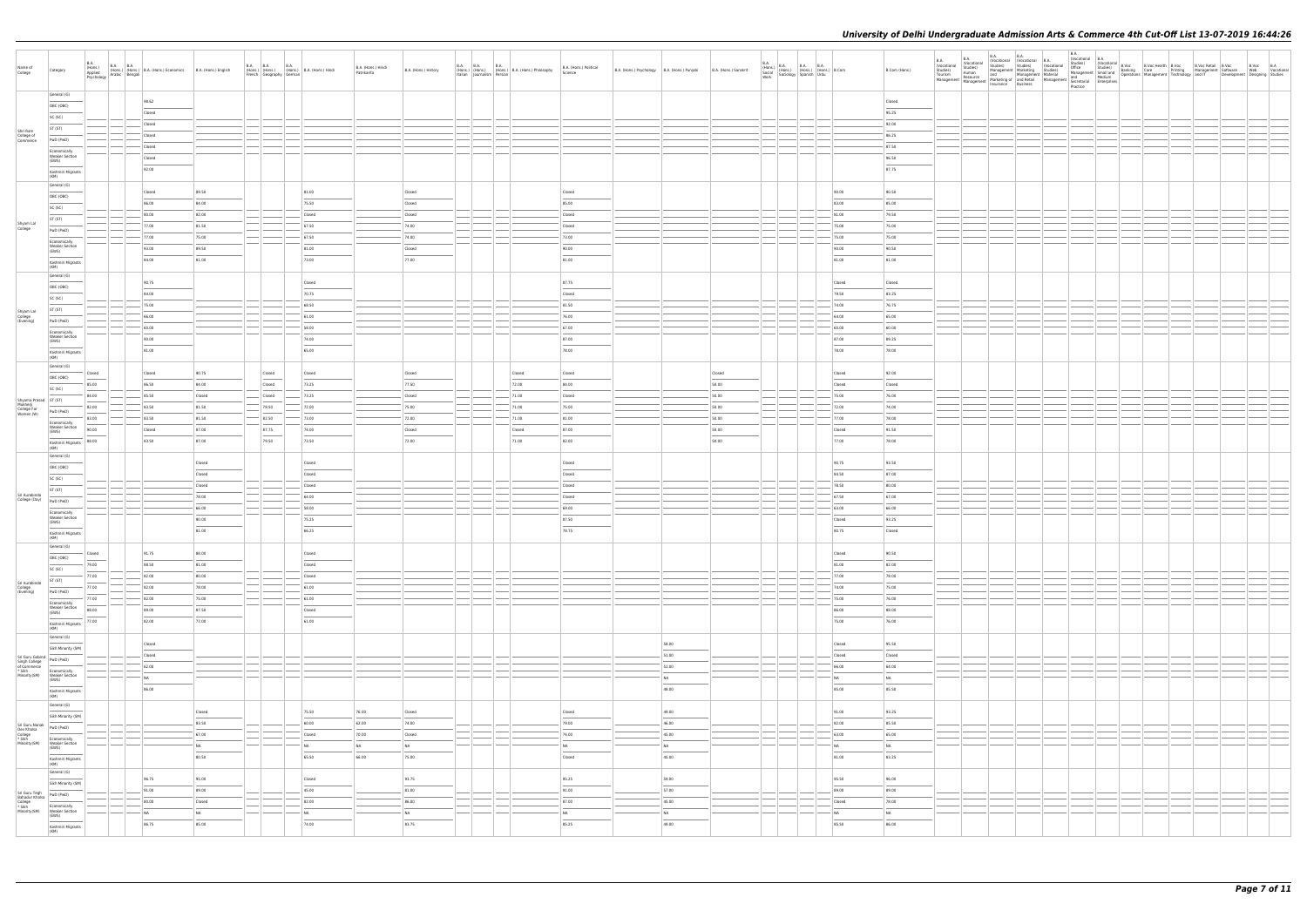| Name of College | Category | B.A. (Hons.) Applied Psychology | B.A. (Hons.) Arabic | B.A. (Hons.) Bengali | B.A. (Hons.) Economics | B.A. (Hons.) English | B.A. (Hons.) French | B.A. (Hons.) Geography | B.A. (Hons.) German | B.A. (Hons.) Hindi | B.A. (Hons.) Hindi Patrakarita | B.A. (Hons.) History | B.A. (Hons.) Italian | B.A. (Hons.) Journalism | B.A. (Hons.) Persian | B.A. (Hons.) Philosophy | B.A. (Hons.) Political Science | B.A. (Hons.) Psychology | B.A. (Hons.) Punjabi | B.A. (Hons.) Sanskrit | B.A. (Hons.) Social Work | B.A. (Hons.) Sociology | B.A. (Hons.) Spanish | B.A. (Hons.) Urdu | B.Com | B.Com (Hons.) | B.A. (Vocational Studies) Tourism Management | B.A. (Vocational Studies) Human Resource Management | B.A. (Vocational Studies) Management and Marketing of Insurance | B.A. (Vocational Studies) Marketing Management and Retail Business | B.A. (Vocational Studies) Material Management | B.A. (Vocational Studies) Office Management and Secretarial Practice | B.A. (Vocational Studies) Small and Medium Enterprises | B.Voc Banking Operations | B.Voc Health Care Management | B.Voc Printing Technology | B.Voc Retail Management and IT | B.Voc Software Development | B.Voc Web Designing | B.A Vocational Studies |
|---|---|---|---|---|---|---|---|---|---|---|---|---|---|---|---|---|---|---|---|---|---|---|---|---|---|---|---|---|---|---|---|---|---|---|---|---|---|---|---|---|
| Shri Ram College of Commerce | General (G) | | | | 98.62 | | | | | | | | | | | | | | | | | | | | | Closed | | | | | | | | | | | | | | |
| | OBC (OBC) | | | | Closed | | | | | | | | | | | | | | | | | | | | | 95.25 | | | | | | | | | | | | | | |
| | SC (SC) | | | | Closed | | | | | | | | | | | | | | | | | | | | | 92.00 | | | | | | | | | | | | | | |
| | ST (ST) | | | | Closed | | | | | | | | | | | | | | | | | | | | | 86.25 | | | | | | | | | | | | | | |
| | PwD (PwD) | | | | Closed | | | | | | | | | | | | | | | | | | | | | 87.50 | | | | | | | | | | | | | | |
| | Economically Weaker Section (EWS) | | | | Closed | | | | | | | | | | | | | | | | | | | | | 96.50 | | | | | | | | | | | | | | |
| | Kashmiri Migrants (KM) | | | | 92.00 | | | | | | | | | | | | | | | | | | | | | 97.75 | | | | | | | | | | | | | | |
| Shyam Lal College | General (G) | | | | Closed | 89.50 | | | | 81.00 | | Closed | | | | | Closed | | | | | | | | 90.00 | 90.50 | | | | | | | | | | | | | | |
| | OBC (OBC) | | | | 86.00 | 84.00 | | | | 75.50 | | Closed | | | | | 85.00 | | | | | | | | 83.00 | 85.00 | | | | | | | | | | | | | | |
| | SC (SC) | | | | 80.00 | 82.00 | | | | Closed | | Closed | | | | | Closed | | | | | | | | 81.00 | 79.50 | | | | | | | | | | | | | | |
| | ST (ST) | | | | 77.00 | 81.50 | | | | 67.50 | | 74.00 | | | | | Closed | | | | | | | | 75.00 | 75.00 | | | | | | | | | | | | | | |
| | PwD (PwD) | | | | 77.00 | 75.00 | | | | 67.50 | | 74.00 | | | | | 73.00 | | | | | | | | 75.00 | 75.00 | | | | | | | | | | | | | | |
| | Economically Weaker Section (EWS) | | | | 93.00 | 89.50 | | | | 81.00 | | Closed | | | | | 90.00 | | | | | | | | 90.00 | 90.50 | | | | | | | | | | | | | | |
| | Kashmiri Migrants (KM) | | | | 84.00 | 81.00 | | | | 73.00 | | 77.00 | | | | | 81.00 | | | | | | | | 81.00 | 81.00 | | | | | | | | | | | | | | |
| Shyam Lal College (Evening) | General (G) | | | | 92.75 | | | | | Closed | | | | | | | 87.75 | | | | | | | | Closed | Closed | | | | | | | | | | | | | | |
| | OBC (OBC) | | | | 84.00 | | | | | 70.75 | | | | | | | Closed | | | | | | | | 79.50 | 83.25 | | | | | | | | | | | | | | |
| | SC (SC) | | | | 75.00 | | | | | 60.50 | | | | | | | 81.50 | | | | | | | | 74.00 | 76.75 | | | | | | | | | | | | | | |
| | ST (ST) | | | | 66.00 | | | | | 61.00 | | | | | | | 76.00 | | | | | | | | 64.00 | 65.00 | | | | | | | | | | | | | | |
| | PwD (PwD) | | | | 60.00 | | | | | 58.00 | | | | | | | 67.00 | | | | | | | | 60.00 | 60.00 | | | | | | | | | | | | | | |
| | Economically Weaker Section (EWS) | | | | 90.00 | | | | | 74.00 | | | | | | | 87.00 | | | | | | | | 87.00 | 89.25 | | | | | | | | | | | | | | |
| | Kashmiri Migrants (KM) | | | | 81.00 | | | | | 65.00 | | | | | | | 79.00 | | | | | | | | 78.00 | 78.00 | | | | | | | | | | | | | | |
| Shyama Prasad Mukherji College For Women (W) | General (G) | Closed | | | Closed | 90.75 | | Closed | | Closed | | Closed | | | | Closed | Closed | | | Closed | | | | | Closed | 92.00 | | | | | | | | | | | | | | |
| | OBC (OBC) | 85.00 | | | 86.50 | 84.00 | | Closed | | 73.25 | | 77.50 | | | | 72.00 | 84.00 | | | 50.00 | | | | | Closed | Closed | | | | | | | | | | | | | | |
| | SC (SC) | 84.00 | | | 85.50 | Closed | | Closed | | 73.25 | | Closed | | | | 71.00 | Closed | | | 50.00 | | | | | 75.00 | 76.00 | | | | | | | | | | | | | | |
| | ST (ST) | 82.00 | | | 83.50 | 81.50 | | 79.50 | | 72.00 | | 75.00 | | | | 71.00 | 75.00 | | | 50.00 | | | | | 72.00 | 74.00 | | | | | | | | | | | | | | |
| | PwD (PwD) | 83.00 | | | 83.50 | 81.50 | | 82.50 | | 73.00 | | 72.00 | | | | 71.00 | 81.00 | | | 50.00 | | | | | 77.00 | 78.00 | | | | | | | | | | | | | | |
| | Economically Weaker Section (EWS) | 90.00 | | | Closed | 87.00 | | 87.75 | | 74.00 | | Closed | | | | Closed | 87.00 | | | 50.00 | | | | | Closed | 91.50 | | | | | | | | | | | | | | |
| | Kashmiri Migrants (KM) | 88.00 | | | 83.50 | 87.00 | | 79.50 | | 73.50 | | 72.00 | | | | 71.00 | 82.00 | | | 50.00 | | | | | 77.00 | 78.00 | | | | | | | | | | | | | | |
| Sri Aurobindo College (Day) | General (G) | | | | | Closed | | | | Closed | | | | | | | Closed | | | | | | | | 90.75 | 93.50 | | | | | | | | | | | | | | |
| | OBC (OBC) | | | | | Closed | | | | Closed | | | | | | | Closed | | | | | | | | 84.50 | 87.00 | | | | | | | | | | | | | | |
| | SC (SC) | | | | | Closed | | | | Closed | | | | | | | Closed | | | | | | | | 78.50 | 80.00 | | | | | | | | | | | | | | |
| | ST (ST) | | | | | 79.00 | | | | 60.00 | | | | | | | Closed | | | | | | | | 67.50 | 67.00 | | | | | | | | | | | | | | |
| | PwD (PwD) | | | | | 66.00 | | | | 50.00 | | | | | | | 69.00 | | | | | | | | 63.00 | 66.00 | | | | | | | | | | | | | | |
| | Economically Weaker Section (EWS) | | | | | 90.00 | | | | 75.25 | | | | | | | 87.50 | | | | | | | | Closed | 93.25 | | | | | | | | | | | | | | |
| | Kashmiri Migrants (KM) | | | | | 81.00 | | | | 66.25 | | | | | | | 78.75 | | | | | | | | 90.75 | Closed | | | | | | | | | | | | | | |
| Sri Aurobindo College (Evening) | General (G) | Closed | | | 91.75 | 88.00 | | | | Closed | | | | | | | | | | | | | | | Closed | 90.50 | | | | | | | | | | | | | | |
| | OBC (OBC) | 79.00 | | | 88.50 | 81.00 | | | | Closed | | | | | | | | | | | | | | | 81.00 | 82.00 | | | | | | | | | | | | | | |
| | SC (SC) | 77.00 | | | 82.00 | 80.00 | | | | Closed | | | | | | | | | | | | | | | 77.00 | 79.00 | | | | | | | | | | | | | | |
| | ST (ST) | 77.00 | | | 82.00 | 79.00 | | | | 61.00 | | | | | | | | | | | | | | | 74.00 | 75.00 | | | | | | | | | | | | | | |
| | PwD (PwD) | 77.00 | | | 82.00 | 75.00 | | | | 61.00 | | | | | | | | | | | | | | | 75.00 | 76.00 | | | | | | | | | | | | | | |
| | Economically Weaker Section (EWS) | 88.00 | | | 89.00 | 87.50 | | | | Closed | | | | | | | | | | | | | | | 86.00 | 89.00 | | | | | | | | | | | | | | |
| | Kashmiri Migrants (KM) | 77.00 | | | 82.00 | 77.00 | | | | 61.00 | | | | | | | | | | | | | | | 75.00 | 76.00 | | | | | | | | | | | | | | |
| Sri Guru Gobind Singh College of Commerce * Sikh Minority(SM) | General (G) | | | | Closed | | | | | | | | | | | | | | 58.00 | | | | | | Closed | 95.50 | | | | | | | | | | | | | | |
| | Sikh Minority (SM) | | | | Closed | | | | | | | | | | | | | | 51.00 | | | | | | Closed | Closed | | | | | | | | | | | | | | |
| | PwD (PwD) | | | | 82.00 | | | | | | | | | | | | | | 51.00 | | | | | | 86.00 | 64.00 | | | | | | | | | | | | | | |
| | Economically Weaker Section (EWS) | | | | NA | | | | | | | | | | | | | | NA | | | | | | NA | NA | | | | | | | | | | | | | | |
| | Kashmiri Migrants (KM) | | | | 86.00 | | | | | | | | | | | | | | 48.00 | | | | | | 85.00 | 85.50 | | | | | | | | | | | | | | |
| Sri Guru Nanak Dev College * Sikh Minority(SM) | General (G) | | | | | Closed | | | | 75.50 | 76.00 | Closed | | | | | Closed | | 49.00 | | | | | | 91.00 | 93.25 | | | | | | | | | | | | | | |
| | Sikh Minority (SM) | | | | | 83.50 | | | | 60.00 | 62.00 | 74.00 | | | | | 79.00 | | 46.00 | | | | | | 82.00 | 85.50 | | | | | | | | | | | | | | |
| | PwD (PwD) | | | | | 67.00 | | | | Closed | 70.00 | Closed | | | | | 74.00 | | 45.00 | | | | | | 63.00 | 65.00 | | | | | | | | | | | | | | |
| | Economically Weaker Section (EWS) | | | | | NA | | | | NA | NA | NA | | | | | NA | | NA | | | | | | NA | NA | | | | | | | | | | | | | | |
| | Kashmiri Migrants (KM) | | | | | 80.50 | | | | 65.50 | 66.00 | 75.00 | | | | | Closed | | 45.00 | | | | | | 81.00 | 93.25 | | | | | | | | | | | | | | |
| Sri Guru Tegh Bahadur Khalsa College * Sikh Minority(SM) | General (G) | | | | 96.75 | 95.00 | | | | Closed | | 93.75 | | | | | 95.25 | | 59.00 | | | | | | 95.50 | 96.00 | | | | | | | | | | | | | | |
| | Sikh Minority (SM) | | | | 91.00 | 89.00 | | | | 45.00 | | 81.00 | | | | | 91.00 | | 57.00 | | | | | | 89.00 | 89.00 | | | | | | | | | | | | | | |
| | PwD (PwD) | | | | 80.00 | Closed | | | | 82.00 | | 86.00 | | | | | 87.00 | | 45.00 | | | | | | Closed | 79.00 | | | | | | | | | | | | | | |
| | Economically Weaker Section (EWS) | | | | NA | NA | | | | NA | | NA | | | | | NA | | NA | | | | | | NA | NA | | | | | | | | | | | | | | |
| | Kashmiri Migrants (KM) | | | | 86.75 | 85.00 | | | | 74.00 | | 83.75 | | | | | 85.25 | | 49.00 | | | | | | 85.50 | 86.00 | | | | | | | | | | | | | | |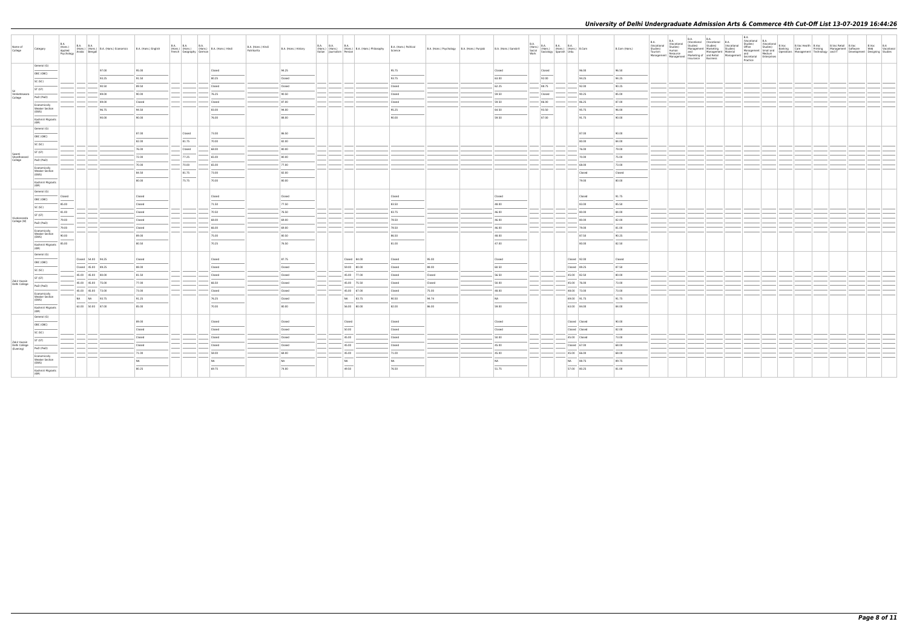# University of Delhi Undergraduate Admission Arts & Commerce 4th Cut-Off List 13-07-2019 16:44:26

| Name of College | Category | B.A. (Hons.) Applied Psychology | B.A. (Hons.) Arabic | B.A. (Hons.) Bengali | B.A. (Hons.) Economics | B.A. (Hons.) English | B.A. (Hons.) French | B.A. (Hons.) Geography | B.A. (Hons.) German | B.A. (Hons.) Hindi | B.A. (Hons.) Hindi Patrakarita | B.A. (Hons.) History | B.A. (Hons.) Italian | B.A. (Hons.) Journalism | B.A. (Hons.) Persian | B.A. (Hons.) Philosophy | B.A. (Hons.) Political Science | B.A. (Hons.) Psychology | B.A. (Hons.) Punjabi | B.A. (Hons.) Sanskrit | B.A. (Hons.) Social Work | B.A. (Hons.) Sociology | B.A. (Hons.) Spanish | B.A. (Hons.) Urdu | B.Com | B.Com (Hons.) | B.A. (Vocational Studies) Tourism Management | B.A. (Vocational Studies) Human Resource Management | B.A. (Vocational Studies) Management and Marketing of Insurance | B.A. (Vocational Studies) Marketing Management and Retail Business | B.A. (Vocational Studies) Material Management | B.A. (Vocational Studies) Office Management and Secretarial Practice | B.A. (Vocational Studies) Small and Medium Enterprises | B.Voc Banking Operations | B.Voc Health Care Management | B.Voc Printing Technology | B.Voc Retail Management and IT | B.Voc Software Development | B.Voc Web Designing | B.A Vocational Studies |
|---|---|---|---|---|---|---|---|---|---|---|---|---|---|---|---|---|---|---|---|---|---|---|---|---|---|---|---|---|---|---|---|---|---|---|---|---|---|---|---|---|
| Sri Venkateswara College | General (G) | | | | 97.00 | 95.00 | | | | Closed | | 94.25 | | | | | 95.75 | | | Closed | | Closed | | | 96.00 | 96.50 | | | | | | | | | | | | | | |
| | OBC (OBC) | | | | 93.25 | 91.50 | | | | 80.25 | | Closed | | | | | 93.75 | | | 63.00 | | 92.00 | | | 94.25 | 94.25 | | | | | | | | | | | | | | |
| | SC (SC) | | | | 90.50 | 89.50 | | | | Closed | | Closed | | | | | Closed | | | 62.25 | | 88.75 | | | 92.00 | 90.25 | | | | | | | | | | | | | | |
| | ST (ST) | | | | 89.00 | 90.00 | | | | 76.25 | | 90.50 | | | | | Closed | | | 59.50 | | Closed | | | 90.25 | 85.00 | | | | | | | | | | | | | | |
| | PwD (PwD) | | | | 89.00 | Closed | | | | Closed | | 87.00 | | | | | Closed | | | 59.50 | | 86.00 | | | 96.25 | 87.00 | | | | | | | | | | | | | | |
| | Economically Weaker Section (EWS) | | | | 96.75 | 94.50 | | | | 83.00 | | 94.00 | | | | | 95.25 | | | 64.50 | | 93.50 | | | 95.75 | 96.00 | | | | | | | | | | | | | | |
| | Kashmiri Migrants (KM) | | | | 90.00 | 90.00 | | | | 76.00 | | 88.00 | | | | | 90.00 | | | 59.50 | | 87.00 | | | 91.75 | 90.00 | | | | | | | | | | | | | | |
| Swami Shraddhanand College | General (G) | | | | | 87.00 | | Closed | | 73.00 | | 86.50 | | | | | | | | | | | | | 87.00 | 90.00 | | | | | | | | | | | | | | |
| | OBC (OBC) | | | | | 82.00 | | 81.75 | | 70.00 | | 82.00 | | | | | | | | | | | | | 80.00 | 84.00 | | | | | | | | | | | | | | |
| | SC (SC) | | | | | 76.00 | | Closed | | 69.50 | | 80.00 | | | | | | | | | | | | | 76.00 | 79.00 | | | | | | | | | | | | | | |
| | ST (ST) | | | | | 72.00 | | 77.25 | | 65.00 | | 80.00 | | | | | | | | | | | | | 70.00 | 75.00 | | | | | | | | | | | | | | |
| | PwD (PwD) | | | | | 70.00 | | 70.00 | | 65.00 | | 77.00 | | | | | | | | | | | | | 69.00 | 73.00 | | | | | | | | | | | | | | |
| | Economically Weaker Section (EWS) | | | | | 84.50 | | 81.75 | | 73.00 | | 82.00 | | | | | | | | | | | | | Closed | Closed | | | | | | | | | | | | | | |
| | Kashmiri Migrants (KM) | | | | | 80.00 | | 75.75 | | 70.00 | | 80.00 | | | | | | | | | | | | | 79.00 | 80.00 | | | | | | | | | | | | | | |
| Vivekananda College (W) | General (G) | Closed | | | | Closed | | | | Closed | | Closed | | | | | Closed | | | Closed | | | | | Closed | 91.75 | | | | | | | | | | | | | | |
| | OBC (OBC) | 85.00 | | | | Closed | | | | 71.50 | | 77.50 | | | | | 83.50 | | | 48.00 | | | | | 83.00 | 85.50 | | | | | | | | | | | | | | |
| | SC (SC) | 81.00 | | | | Closed | | | | 70.50 | | 76.50 | | | | | 83.75 | | | 46.00 | | | | | 80.00 | 84.00 | | | | | | | | | | | | | | |
| | ST (ST) | 79.00 | | | | Closed | | | | 69.00 | | 69.00 | | | | | 79.50 | | | 46.00 | | | | | 80.00 | 82.00 | | | | | | | | | | | | | | |
| | PwD (PwD) | 79.00 | | | | Closed | | | | 66.00 | | 69.00 | | | | | 79.50 | | | 46.00 | | | | | 79.00 | 81.00 | | | | | | | | | | | | | | |
| | Economically Weaker Section (EWS) | 90.00 | | | | 89.00 | | | | 75.00 | | 80.50 | | | | | 86.50 | | | 48.00 | | | | | 87.50 | 90.25 | | | | | | | | | | | | | | |
| | Kashmiri Migrants (KM) | 85.00 | | | | 80.50 | | | | 70.25 | | 76.50 | | | | | 81.00 | | | 47.00 | | | | | 80.00 | 82.50 | | | | | | | | | | | | | | |
| Zakir Husain Delhi College | General (G) | | Closed | 54.00 | 94.25 | Closed | | | | Closed | | 97.75 | | | Closed | 84.00 | Closed | 95.00 | | Closed | | | | Closed | 92.00 | Closed | | | | | | | | | | | | | | |
| | OBC (OBC) | | Closed | 45.00 | 89.25 | 89.00 | | | | Closed | | Closed | | | 59.00 | 80.00 | Closed | 88.00 | | 60.50 | | | | Closed | 89.25 | 87.50 | | | | | | | | | | | | | | |
| | SC (SC) | | 45.00 | 45.00 | 80.00 | 81.50 | | | | Closed | | Closed | | | 45.00 | 77.00 | Closed | Closed | | 56.50 | | | | 45.00 | 82.50 | 80.00 | | | | | | | | | | | | | | |
| | ST (ST) | | 45.00 | 45.00 | 75.00 | 77.00 | | | | 66.50 | | Closed | | | 45.00 | 75.50 | Closed | Closed | | 50.00 | | | | 45.00 | 76.00 | 73.00 | | | | | | | | | | | | | | |
| | PwD (PwD) | | 45.00 | 45.00 | 73.00 | 73.00 | | | | Closed | | Closed | | | 45.00 | 67.00 | Closed | 75.00 | | 48.00 | | | | 48.00 | 73.00 | 73.00 | | | | | | | | | | | | | | |
| | Economically Weaker Section (EWS) | | NA | NA | 93.75 | 91.25 | | | | 76.25 | | Closed | | | NA | 83.75 | 90.50 | 94.74 | | NA | | | | 69.00 | 91.75 | 91.75 | | | | | | | | | | | | | | |
| | Kashmiri Migrants (KM) | | 63.00 | 50.00 | 87.00 | 85.00 | | | | 70.00 | | 80.00 | | | 56.00 | 80.00 | 82.00 | 86.00 | | 59.00 | | | | 63.00 | 84.00 | 84.00 | | | | | | | | | | | | | | |
| Zakir Husain Delhi College (Evening) | General (G) | | | | | 89.00 | | | | Closed | | Closed | | | Closed | | Closed | | | Closed | | | | Closed | Closed | 90.00 | | | | | | | | | | | | | | |
| | OBC (OBC) | | | | | Closed | | | | Closed | | Closed | | | 50.00 | | Closed | | | Closed | | | | Closed | Closed | 82.00 | | | | | | | | | | | | | | |
| | SC (SC) | | | | | Closed | | | | Closed | | Closed | | | 45.00 | | Closed | | | 50.00 | | | | 45.00 | Closed | 73.00 | | | | | | | | | | | | | | |
| | ST (ST) | | | | | Closed | | | | Closed | | Closed | | | 45.00 | | Closed | | | 45.00 | | | | Closed | 67.00 | 69.00 | | | | | | | | | | | | | | |
| | PwD (PwD) | | | | | 71.00 | | | | 58.00 | | 68.00 | | | 45.00 | | 71.00 | | | 45.00 | | | | 45.00 | 66.00 | 68.00 | | | | | | | | | | | | | | |
| | Economically Weaker Section (EWS) | | | | | NA | | | | NA | | NA | | | NA | | NA | | | NA | | | | NA | 88.75 | 89.75 | | | | | | | | | | | | | | |
| | Kashmiri Migrants (KM) | | | | | 80.25 | | | | 69.75 | | 74.00 | | | 49.50 | | 76.50 | | | 51.75 | | | | 57.00 | 80.25 | 81.00 | | | | | | | | | | | | | | |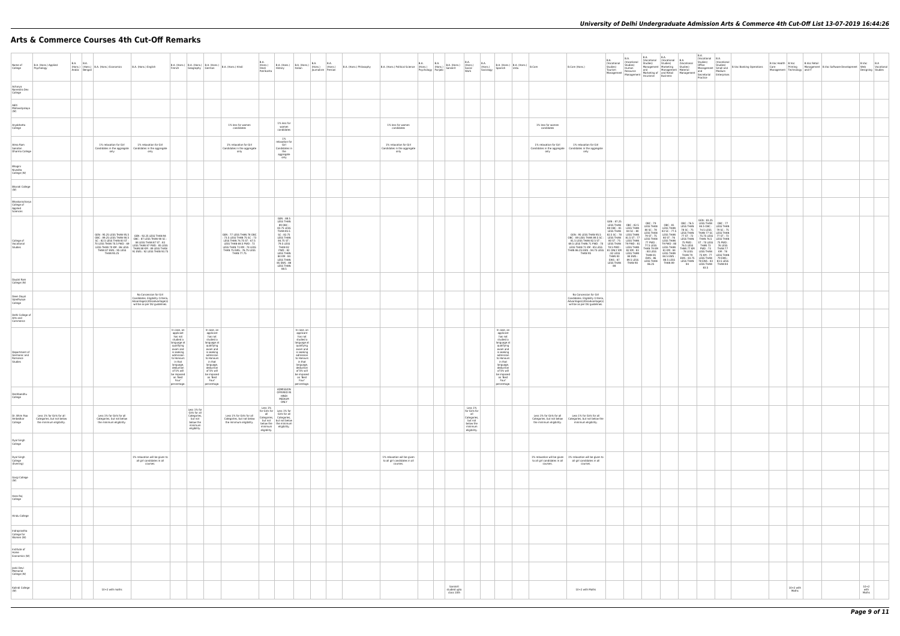# Arts & Commerce Courses 4th Cut-Off Remarks

| Name of College | B.A. (Hons.) Applied Psychology | B.A. (Hons.) Arabic | B.A. (Hons.) Bengali | B.A. (Hons.) Economics | B.A. (Hons.) English | B.A. (Hons.) French | B.A. (Hons.) Geography | B.A. (Hons.) German | B.A. (Hons.) Hindi | B.A. (Hons.) Hindi Patrikarita | B.A. (Hons.) History | B.A. (Hons.) Italian | B.A. (Hons.) Journalism | B.A. (Hons.) Persian | B.A. (Hons.) Philosophy | B.A. (Hons.) Political Science | B.A. (Hons.) Psychology | B.A. (Hons.) Punjabi | B.A. (Hons.) Sanskrit | B.A. (Hons.) Social Work | B.A. (Hons.) Sociology | B.A. (Hons.) Spanish | B.A. (Hons.) Urdu | B.Com | B.Com (Hons.) | B.A. (Vocational Studies) Tourism Management | B.A. (Vocational Studies) Human Resource Management | B.A. (Vocational Studies) Management and Marketing of Insurance | B.A. (Vocational Studies) Marketing Management and Retail Business | B.A. (Vocational Studies) Material Management | B.A. (Vocational Studies) Office Management and Secretarial Practice | B.A. (Vocational Studies) Small and Medium Enterprises | B.Voc Banking Operations | B.Voc Health Care Management | B.Voc Printing Technology | B.Voc Retail Management and IT | B.Voc Software Development | B.Voc Web Designing | B.A Vocational Studies |
|---|---|---|---|---|---|---|---|---|---|---|---|---|---|---|---|---|---|---|---|---|---|---|---|---|---|---|---|---|---|---|---|---|---|---|---|---|---|---|---|
| Acharya Narendra Dev College | | | | | | | | | | | | | | | | | | | | | | | | | | | | | | | | | | | | | | | |
| Aditi Mahavidyalaya (W) | | | | | | | | | | | | | | | | | | | | | | | | | | | | | | | | | | | | | | | |
| Aryabhatta College | | | | | | | | | 1% less for women candidates | | 1% less for women candidates | | | | | 1% less for women candidates | | | | | | | | 1% less for women candidates | | | | | | | | | | | | | | | |
| Atma Ram Sanatan Dharma College | | | | 1% relaxation for Girl Candidates in the aggregate only | 1% relaxation for Girl Candidates in the aggregate only | | | | 1% relaxation for Girl Candidates in the aggregate only | | 1% relaxation for Girl Candidates in the aggregate only | | | | | 1% relaxation for Girl Candidates in the aggregate only | | | | | | | | 1% relaxation for Girl Candidates in the aggregate only | 1% relaxation for Girl Candidates in the aggregate only | | | | | | | | | | | | | | |
| Bhagini Nivedita College (W) | | | | | | | | | | | | | | | | | | | | | | | | | | | | | | | | | | | | | | | |
| Bharati College (W) | | | | | | | | | | | | | | | | | | | | | | | | | | | | | | | | | | | | | | | |
| Bhaskaracharya College of Applied Sciences | | | | | | | | | | | | | | | | | | | | | | | | | | | | | | | | | | | | | | | |
| College of Vocational Studies | | | | GEN : 95.25 LESS THAN 95.5 OBC : 89.25 LESS THAN 90.5 SC : 82.5 LESS THAN 83 ST : 70 LESS THAN 75.5 PWD : 68 LESS THAN 79 KM : 86 LESS THAN 87 EWS : 95 LESS THAN 95.25 | GEN : 92.25 LESS THAN 94 OBC : 87 LESS THAN 90 SC : 86 LESS THAN 87 ST : 83 LESS THAN 87 PWD : 85 LESS THAN 88 KM : 89 LESS THAN 91 EWS : 92 LESS THAN 93.75 | | | | GEN : 77 LESS THAN 78 OBC : 73.5 LESS THAN 75 SC : 73 LESS THAN 74.75 ST : 67.5 LESS THAN 69.5 PWD : 72 LESS THAN 73 KM : 74 LESS THAN 75 EWS : 76.75 LESS THAN 77.75 | | GEN : 88.5 LESS THAN 89 OBC : 83.75 LESS THAN 85.5 SC : 82.75 LESS THAN 84.75 ST : 79.5 LESS THAN 82 PWD : 82 LESS THAN 84 KM : 84 LESS THAN 85 EWS : 88 LESS THAN 88.5 | | | | | | | | | | | | | | GEN : 95 LESS THAN 95.5 OBC : 89 LESS THAN 89.5 SC : 83.5 LESS THAN 82.5 ST : 69 LESS THAN 71 PWD : 78 LESS THAN 71 KM : 85 LESS THAN 86.25 EWS : 94.75 LESS THAN 95 | GEN : 87.25 LESS THAN 88 OBC : 81 LESS THAN 82.5 SC : 78 LESS THAN 80 ST : 75 LESS THAN 78.5 PWD : 78.5 LESS THAN 81 ONLY KM : 82 LESS THAN 83 EWS : 87 LESS THAN 88 | OBC : 82.5 LESS THAN 84 SC : 80 LESS THAN 81.5 ST : 77 LESS THAN 79 PWD : 83 LESS THAN 82 KM : 83 LESS THAN 84 EWS : 89.5 LESS THAN 90 | OBC : 79 LESS THAN 80 SC : 76 LESS THAN 79 ST : 75 LESS THAN 77 PWD : 77.5 LESS THAN 79 KM : 80 LESS THAN 81 EWS : 86 LESS THAN 86.25 | OBC : 81 LESS THAN 83 SC : 77.5 LESS THAN 80 ST : 76 LESS THAN 79 PWD : 80 LESS THAN 82 KM : 84 LESS THAN 85 EWS : 88.5 LESS THAN 89 | OBC : 76.5 LESS THAN 78 SC : 75 LESS THAN 77 ST : 72 LESS THAN 75 PWD : 76.5 LESS THAN 77 KM : 79 LESS THAN 79 EWS : 83.75 LESS THAN 84 | GEN : 83.25 LESS THAN 84.5 OBC : 74.5 LESS THAN 77 SC : 75.75 LESS THAN 76.5 ST : 70 LESS THAN 73 PWD : 73 LESS THAN 75 KM : 77 LESS THAN 79 EWS : 83 LESS THAN 83.5 | OBC : 77 LESS THAN 79 SC : 75 LESS THAN 77 ST : 73 LESS THAN 75 PWD : 76 LESS THAN 77 KM : 78 LESS THAN 79 EWS : 83.5 LESS THAN 84 | | | | | | | |
| Daulat Ram College (W) | | | | | | | | | | | | | | | | | | | | | | | | | | | | | | | | | | | | | | | |
| Deen Dayal Upadhyaya College | | | | | No Concession for Girl Candidates. Eligibility Criteria, Advantage/(Disadvantage) will be as per DU guidelines. | | | | | | | | | | | | | | | | | | | | No Concession for Girl Candidates. Eligibility Criteria, Advantage/(Disadvantage) will be as per DU guidelines. | | | | | | | | | | | | | | |
| Delhi College of Arts and Commerce | | | | | | | | | | | | | | | | | | | | | | | | | | | | | | | | | | | | | | | |
| Department of Germanic and Romance Studies | | | | | | In case, an applicant has not studied a language at qualifying exam and is seeking admission to Honours in that language, deduction of 5% will be imposed on 'Best Four' percentage. | | In case, an applicant has not studied a language at qualifying exam and is seeking admission to Honours in that language, deduction of 5% will be imposed on 'Best Four' percentage. | | | | In case, an applicant has not studied a language at qualifying exam and is seeking admission to Honours in that language, deduction of 5% will be imposed on 'Best Four' percentage. | | | | | | | | | | In case, an applicant has not studied a language at qualifying exam and is seeking admission to Honours in that language, deduction of 5% will be imposed on 'Best Four' percentage. | | | | | | | | | | | | | | | | | |
| Deshbandhu College | | | | | | | | | | | ADMISSION OFFERED IN HINDI MEDIUM ONLY | | | | | | | | | | | | | | | | | | | | | | | | | | | | |
| Dr. Bhim Rao Ambedkar College | Less 1% for Girls for all Categories, but not below the minimum eligibility. | | | Less 1% for Girls for all Categories, but not below the minimum eligibility. | | | Less 1% for Girls for all Categories, but not below the minimum eligibility. | | Less 1% for Girls for all Categories, but not below the minimum eligibility. | Less 1% for Girls for all Categories, but not below the minimum eligibility. | Less 1% for Girls for all Categories, but not below the minimum eligibility. | | | | | | | | | Less 1% for Girls for all Categories, but not below the minimum eligibility. | | | | Less 1% for Girls for all Categories, but not below the minimum eligibility. | Less 1% for Girls for all Categories, but not below the minimum eligibility. | | | | | | | | | | | | | | |
| Dyal Singh College | | | | | | | | | | | | | | | | | | | | | | | | | | | | | | | | | | | | | | | |
| Dyal Singh College (Evening) | | | | | 1% relaxation will be given to all girl candidates in all courses. | | | | | | | | | | | 1% relaxation will be given to all girl candidates in all courses. | | | | | | | | 1% relaxation will be given to all girl candidates in all courses. | 1% relaxation will be given to all girl candidates in all courses. | | | | | | | | | | | | | | |
| Gargi College (W) | | | | | | | | | | | | | | | | | | | | | | | | | | | | | | | | | | | | | | | |
| Hans Raj College | | | | | | | | | | | | | | | | | | | | | | | | | | | | | | | | | | | | | | | |
| Hindu College | | | | | | | | | | | | | | | | | | | | | | | | | | | | | | | | | | | | | | | |
| Indraprastha College for Women (W) | | | | | | | | | | | | | | | | | | | | | | | | | | | | | | | | | | | | | | | |
| Institute of Home Economics (W) | | | | | | | | | | | | | | | | | | | | | | | | | | | | | | | | | | | | | | | |
| Janki Devi Memorial College (W) | | | | | | | | | | | | | | | | | | | | | | | | | | | | | | | | | | | | | | | |
| Kalindi College (W) | | | | 10+2 with maths | | | | | | | | | | | | | | | Sanskrit studied upto class 10th | | | | | | 10+2 with Maths | | | | | | | | | | 10+2 with Maths | | | | 10+2 with Maths |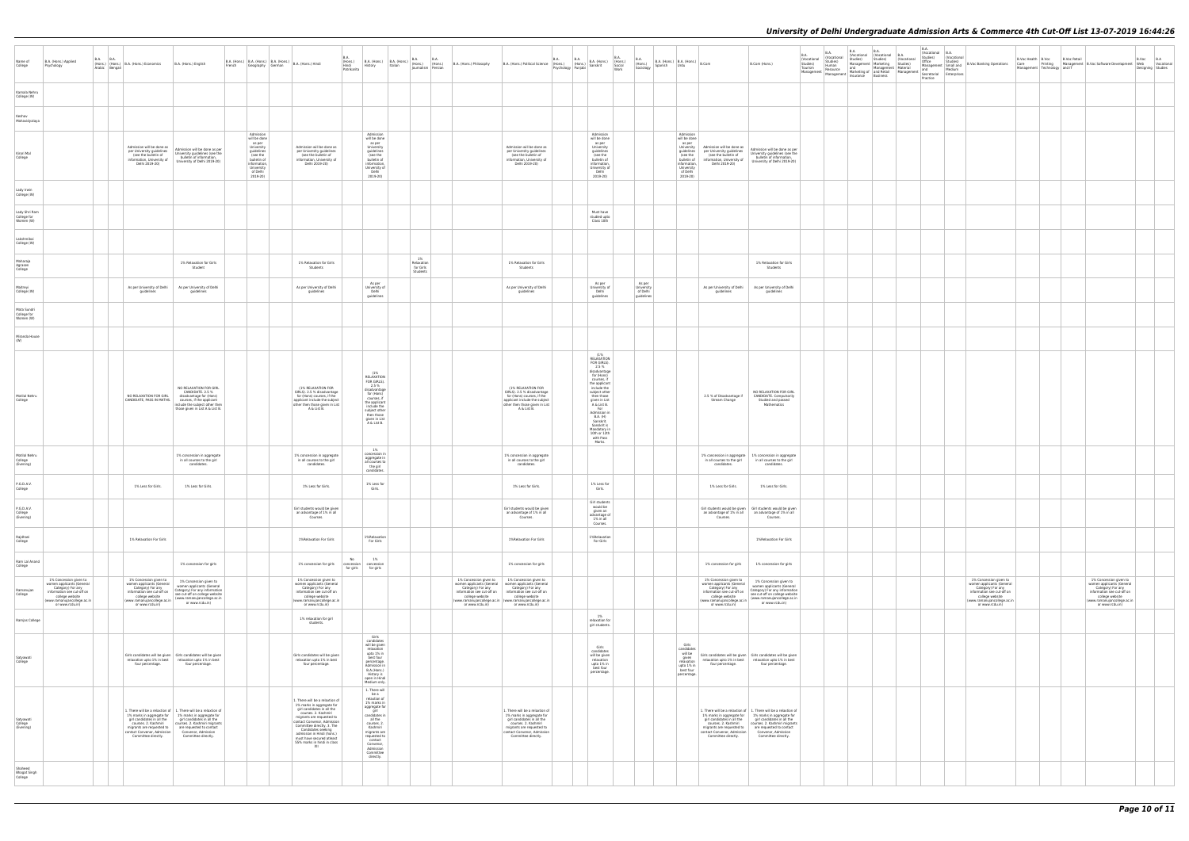| Name of College | B.A. (Hons.) Applied Psychology | B.A. (Hons.) Arabic | B.A. (Hons.) Bengali | B.A. (Hons.) Economics | B.A. (Hons.) English | B.A. (Hons.) French | B.A. (Hons.) Geography | B.A. (Hons.) German | B.A. (Hons.) Hindi | B.A. (Hons.) Hindi Patrikarita | B.A. (Hons.) History | B.A. (Hons.) Italian | B.A. (Hons.) Journalism | B.A. (Hons.) Persian | B.A. (Hons.) Philosophy | B.A. (Hons.) Political Science | B.A. (Hons.) Psychology | B.A. (Hons.) Punjabi | B.A. (Hons.) Sanskrit | B.A. (Hons.) Social Work | B.A. (Hons.) Sociology | B.A. (Hons.) Spanish | B.A. (Hons.) Urdu | B.Com | B.Com (Hons.) | B.A. (Vocational Studies) Tourism Management | B.A. (Vocational Studies) Human Resource Management | B.A. (Vocational Studies) Management and Marketing of Insurance | B.A. (Vocational Studies) Marketing Management and Retail Business | B.A. (Vocational Studies) Material Management | B.A. (Vocational Studies) Office Management and Secretarial Practice | B.A. (Vocational Studies) Small and Medium Enterprises | B.Voc Banking Operations | B.Voc Health Care | B.Voc Printing Technology | B.Voc Retail Management and IT | B.Voc Software Development | B.Voc Web Designing | B.A Vocational Studies |
|---|---|---|---|---|---|---|---|---|---|---|---|---|---|---|---|---|---|---|---|---|---|---|---|---|---|---|---|---|---|---|---|---|---|---|---|---|---|---|---|
| Kamala Nehru College (W) | | | | | | | | | | | | | | | | | | | | | | | | | | | | | | | | | | | | | | | |
| Keshav Mahavidyalaya | | | | | | | | | | | | | | | | | | | | | | | | | | | | | | | | | | | | | | | |
| Kirori Mal College | | | | Admission will be done as per University guidelines (see the bulletin of information, University of Delhi 2019-20) | Admission will be done as per University guidelines (see the bulletin of information, University of Delhi 2019-20) | | Admission will be done as per University guidelines (see the bulletin of information, University of Delhi 2019-20) | | Admission will be done as per University guidelines (see the bulletin of information, University of Delhi 2019-20) | | Admission will be done as per University guidelines (see the bulletin of information, University of Delhi 2019-20) | | | | | Admission will be done as per University guidelines (see the bulletin of information, University of Delhi 2019-20) | | | Admission will be done as per University guidelines (see the bulletin of information, University of Delhi 2019-20) | | | | Admission will be done as per University guidelines (see the bulletin of information, University of Delhi 2019-20) | Admission will be done as per University guidelines (see the bulletin of information, University of Delhi 2019-20) | Admission will be done as per University guidelines (see the bulletin of information, University of Delhi 2019-20) | | | | | | | | | | | | | | |
| Lady Irwin College (W) | | | | | | | | | | | | | | | | | | | | | | | | | | | | | | | | | | | | | | | |
| Lady Shri Ram College for Women (W) | | | | | | | | | | | | | | | | | | | Must have studied upto Class 10th | | | | | | | | | | | | | | | | | | | | |
| Lakshmibai College (W) | | | | | | | | | | | | | | | | | | | | | | | | | | | | | | | | | | | | | | | |
| Maharaja Agrasen College | | | | | 1% Relaxation for Girls Students | | | | 1% Relaxation for Girls Students | | | | 1% Relaxation for Girls Students | | | 1% Relaxation for Girls Students | | | | | | | | | 1% Relaxation for Girls Students | | | | | | | | | | | | | | |
| Maitreyi College (W) | | | | As per University of Delhi guidelines | As per University of Delhi guidelines | | | | As per University of Delhi guidelines | | As per University of Delhi guidelines | | | | | As per University of Delhi guidelines | | | As per University of Delhi guidelines | | As per University of Delhi guidelines | | | As per University of Delhi guidelines | As per University of Delhi guidelines | | | | | | | | | | | | | | |
| Mata Sundri College for Women (W) | | | | | | | | | | | | | | | | | | | | | | | | | | | | | | | | | | | | | | | |
| Miranda House (W) | | | | | | | | | | | | | | | | | | | | | | | | | | | | | | | | | | | | | | | |
| Motilal Nehru College | | | | NO RELAXATION FOR GIRL CANDIDATE, PASS IN MATHS. | NO RELAXATION FOR GIRL CANDIDATE, 2.5 % disadvantage for (Hons) courses, if the applicant include the subject other then those given in List A & List B. | | | | (1% RELAXATION FOR GIRLS). 2.5 % disadvantage for (Hons) courses, if the applicant include the subject other then those given in List A & List B. | | (1% RELAXATION FOR GIRLS). 2.5 % disadvantage for (Hons) courses, if the applicant include the subject other then those given in List A & List B. | | | | | (1% RELAXATION FOR GIRLS). 2.5 % disadvantage for (Hons) courses, if the applicant include the subject other then those given in List A & List B. | | | (1% RELAXATION FOR GIRLS). 2.5 % disadvantage for (Hons) courses, if the applicant include the subject other then those given in List A & List B. For Admission in B.A. (H) Sanskrit Mandatory in 10th or 12th with Pass Marks. | | | | | 2.5 % of Disadvantage if Stream Change | NO RELAXATION FOR GIRL CANDIDATE. Compulsorily Studied and passed Mathematics | | | | | | | | | | | | | | |
| Motilal Nehru College (Evening) | | | | | 1% concession in aggregate in all courses to the girl candidates. | | | | 1% concession in aggregate in all courses to the girl candidates. | | 1% concession in aggregate in all courses to the girl candidates. | | | | | 1% concession in aggregate in all courses to the girl candidates. | | | | | | | | 1% concession in aggregate in all courses to the girl candidates. | 1% concession in aggregate in all courses to the girl candidates. | | | | | | | | | | | | | | |
| P.G.D.A.V. College | | | | 1% Less for Girls. | 1% Less for Girls. | | | | 1% Less for Girls. | | 1% Less for Girls. | | | | | 1% Less for Girls. | | | 1% Less for Girls. | | | | | 1% Less for Girls. | 1% Less for Girls. | | | | | | | | | | | | | | |
| P.G.D.A.V. College (Evening) | | | | | | | | | Girl students would be given an advantage of 1% in all Courses. | | | | | | | Girl students would be given an advantage of 1% in all Courses. | | | Girl students would be given an advantage of 1% in all Courses. | | | | | Girl students would be given an advantage of 1% in all Courses. | Girl students would be given an advantage of 1% in all Courses. | | | | | | | | | | | | | | |
| Rajdhani College | | | | 1% Relaxation For Girls | | | | | 1%Relaxation For Girls | | 1%Relaxation For Girls | | | | | 1%Relaxation For Girls | | | 1%Relaxation For Girls | | | | | | 1%Relaxation For Girls | | | | | | | | | | | | | | |
| Ram Lal Anand College | | | | | 1% concession for girls | | | | 1% concession for girls | No concession for girls | 1% concession for girls | | | | | 1% concession for girls | | | | | | | | 1% concession for girls | 1% concession for girls | | | | | | | | | | | | | | |
| Ramanujan College | 1% Concession given to women applicants (General Category) For any information see cut-off on college website (www.ramanujancollege.ac.in or www.rcdu.in) | | | 1% Concession given to women applicants (General Category) For any information see cut-off on college website (www.ramanujancollege.ac.in or www.rcdu.in) | 1% Concession given to women applicants (General Category) For any information see cut-off on college website (www.ramanujancollege.ac.in or www.rcdu.in) | | | | 1% Concession given to women applicants (General Category) For any information see cut-off on college website (www.ramanujancollege.ac.in or www.rcdu.in) | | | | | | 1% Concession given to women applicants (General Category) For any information see cut-off on college website (www.ramanujancollege.ac.in or www.rcdu.in) | 1% Concession given to women applicants (General Category) For any information see cut-off on college website (www.ramanujancollege.ac.in or www.rcdu.in) | | | | | | | | 1% Concession given to women applicants (General Category) For any information see cut-off on college website (www.ramanujancollege.ac.in or www.rcdu.in) | 1% Concession given to women applicants (General Category) For any information see cut-off on college website (www.ramanujancollege.ac.in or www.rcdu.in) | | | | | | | | 1% Concession given to women applicants (General Category) For any information see cut-off on college website (www.ramanujancollege.ac.in or www.rcdu.in) | | | | 1% Concession given to women applicants (General Category) For any information see cut-off on college website (www.ramanujancollege.ac.in or www.rcdu.in) | | |
| Ramjas College | | | | | | | | | 1% relaxation for girl students. | | | | | | | | | | 1% relaxation for girl students. | | | | | | | | | | | | | | | | | | | | |
| Satyawati College | | | | Girls candidates will be given relaxation upto 1% in best four percentage. | Girls candidates will be given relaxation upto 1% in best four percentage. | | | | Girls candidates will be given relaxation upto 1% in best four percentage. | | Girls candidates will be given relaxation upto 1% in best four percentage. Admission in B.A.(Hons.) History is open in Hindi Medium only. | | | | | | | | Girls candidates will be given relaxation upto 1% in best four percentage. | | | | Girls candidates will be given relaxation upto 1% in best four percentage. | Girls candidates will be given relaxation upto 1% in best four percentage. | Girls candidates will be given relaxation upto 1% in best four percentage. | | | | | | | | | | | | | | |
| Satyawati College (Evening) | | | | 1. There will be a relaxation of 1% marks in aggregate for girl candidates in all the courses. 2. Kashmiri migrants are requested to contact Convenor, Admission Committee directly. | 1. There will be a relaxation of 1% marks in aggregate for girl candidates in all the courses. 2. Kashmiri migrants are requested to contact Convenor, Admission Committee directly. | | | | 1. There will be a relaxation of 1% marks in aggregate for girl candidates in all the courses. 2. Kashmiri migrants are requested to contact Convenor, Admission Committee directly. 3. The Candidates seeking admission in Hindi (hons.) must have secured atleast 50% marks in hindi in class XII | | 1. There will be a relaxation of 1% marks in aggregate for girl candidates in all the courses. 2. Kashmiri migrants are requested to contact Convenor, Admission Committee directly. | | | | | 1. There will be a relaxation of 1% marks in aggregate for girl candidates in all the courses. 2. Kashmiri migrants are requested to contact Convenor, Admission Committee directly. | | | | | | | | 1. There will be a relaxation of 1% marks in aggregate for girl candidates in all the courses. 2. Kashmiri migrants are requested to contact Convenor, Admission Committee directly. | 1. There will be a relaxation of 1% marks in aggregate for girl candidates in all the courses. 2. Kashmiri migrants are requested to contact Convenor, Admission Committee directly. | | | | | | | | | | | | | | |
| Shaheed Bhagat Singh College | | | | | | | | | | | | | | | | | | | | | | | | | | | | | | | | | | | | | | | |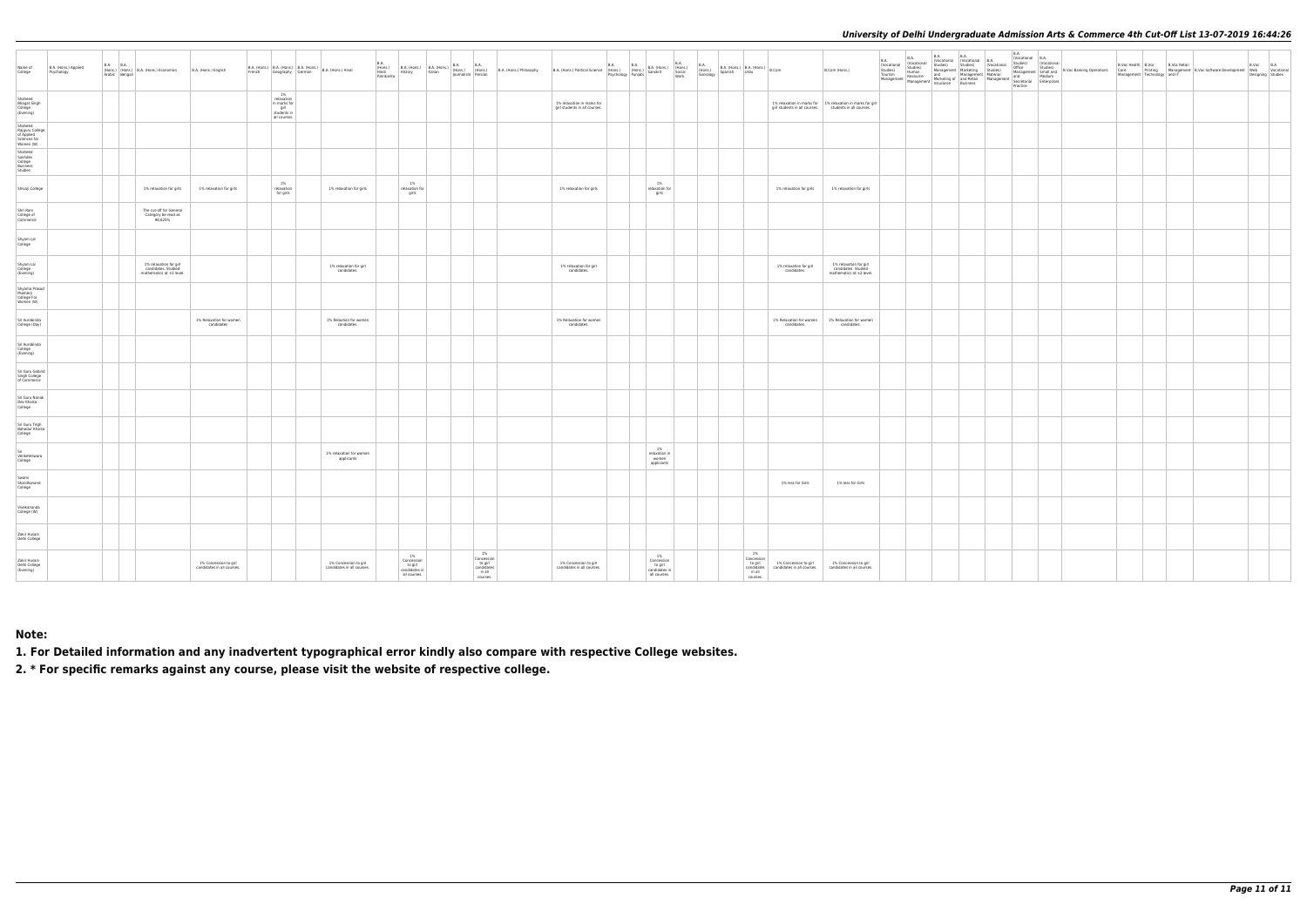| Name of College | B.A. (Hons.) Applied Psychology | B.A. (Hons.) Arabic | B.A. (Hons.) Bengali | B.A. (Hons.) Economics | B.A. (Hons.) English | B.A. (Hons.) French | B.A. (Hons.) Geography | B.A. (Hons.) German | B.A. (Hons.) Hindi | B.A. (Hons.) Hindi Patrakarita | B.A. (Hons.) History | B.A. (Hons.) Italian | B.A. (Hons.) Journalism | B.A. (Hons.) Persian | B.A. (Hons.) Philosophy | B.A. (Hons.) Political Science | B.A. (Hons.) Psychology | B.A. (Hons.) Punjabi | B.A. (Hons.) Sanskrit | B.A. (Hons.) Social Work | B.A. (Hons.) Sociology | B.A. (Hons.) Spanish | B.A. (Hons.) Urdu | B.Com | B.Com (Hons.) | B.A. (Vocational Studies) Tourism Management | B.A. (Vocational Studies) Human Resource Management | B.A. (Vocational Studies) Management and Marketing of Insurance | B.A. (Vocational Studies) Marketing Management and Retail Business | B.A. (Vocational Studies) Material Management | B.A. (Vocational Studies) Office Management and Secretarial Practice | B.A. (Vocational Studies) Small and Medium Enterprises | B.Voc Banking Operations | B.Voc Health Care | B.Voc Printing Technology | B.Voc Retail Management and IT | B.Voc Software Development | B.Voc Web Designing | B.A Vocational Studies |
|---|---|---|---|---|---|---|---|---|---|---|---|---|---|---|---|---|---|---|---|---|---|---|---|---|---|---|---|---|---|---|---|---|---|---|---|---|---|---|---|
| Shaheed Bhagat Singh College (Evening) | | | | | | | 1% relaxation in marks for girl students in all courses. | | | | | | | | | 1% relaxation in marks for girl students in all courses. | | | | | | | | 1% relaxation in marks for girl students in all courses. | 1% relaxation in marks for girl students in all courses. | | | | | | | | | | | | | | |
| Shaheed Rajguru College of Applied Sciences for Women (W) | | | | | | | | | | | | | | | | | | | | | | | | | | | | | | | | | | | | | | | |
| Shaheed Sukhdev College Business Studies | | | | | | | | | | | | | | | | | | | | | | | | | | | | | | | | | | | | | | | |
| Shivaji College | | | | 1% relaxation for girls | 1% relaxation for girls | | 1% relaxation for girls | | 1% relaxation for girls | | 1% relaxation for girls | | | | | 1% relaxation for girls | | | 1% relaxation for girls | | | | | 1% relaxation for girls | 1% relaxation for girls | | | | | | | | | | | | | | |
| Shri Ram College of Commerce | | | | The cut-off for General Category be read as 96.625% | | | | | | | | | | | | | | | | | | | | | | | | | | | | | | | | | | | |
| Shyam Lal College | | | | | | | | | | | | | | | | | | | | | | | | | | | | | | | | | | | | | | | |
| Shyam Lal College (Evening) | | | | 1% relaxation for girl candidates. Studied mathematics at +2 level. | | | | | 1% relaxation for girl candidates. | | | | | | | 1% relaxation for girl candidates. | | | | | | | | 1% relaxation for girl candidates. | 1% relaxation for girl candidates. Studied mathematics at +2 level. | | | | | | | | | | | | | | |
| Shyama Prasad Mukherji College For Women (W) | | | | | | | | | | | | | | | | | | | | | | | | | | | | | | | | | | | | | | | |
| Sri Aurobindo College (Day) | | | | | 1% Relaxation for women candidates | | | | 1% Relaxation for women candidates | | | | | | | 1% Relaxation for women candidates | | | | | | | | 1% Relaxation for women candidates | 1% Relaxation for women candidates | | | | | | | | | | | | | | |
| Sri Aurobindo College (Evening) | | | | | | | | | | | | | | | | | | | | | | | | | | | | | | | | | | | | | | | |
| Sri Guru Gobind Singh College of Commerce | | | | | | | | | | | | | | | | | | | | | | | | | | | | | | | | | | | | | | | |
| Sri Guru Nanak Dev Khalsa College | | | | | | | | | | | | | | | | | | | | | | | | | | | | | | | | | | | | | | | |
| Sri Guru Tegh Bahadur Khalsa College | | | | | | | | | | | | | | | | | | | | | | | | | | | | | | | | | | | | | | | |
| Sri Venketeswara College | | | | | | | | | 1% relaxation for women applicants | | | | | | | | | | 1% relaxation in women applicants | | | | | | | | | | | | | | | | | | | | |
| Swami Shraddhanand College | | | | | | | | | | | | | | | | | | | | | | | | 1% less for Girls | 1% less for Girls | | | | | | | | | | | | | | |
| Vivekananda College (W) | | | | | | | | | | | | | | | | | | | | | | | | | | | | | | | | | | | | | | | |
| Zakir Husain Delhi College | | | | | | | | | | | | | | | | | | | | | | | | | | | | | | | | | | | | | | | |
| Zakir Husain Delhi College (Evening) | | | | | 1% Concession to girl candidates in all courses. | | | | 1% Concession to girl candidates in all courses. | | 1% Concession to girl candidates in all courses. | | | 1% Concession to girl candidates in all courses. | | 1% Concession to girl candidates in all courses. | | | 1% Concession to girl candidates in all courses. | | | | 1% Concession to girl candidates in all courses. | 1% Concession to girl candidates in all courses. | 1% Concession to girl candidates in all courses. | | | | | | | | | | | | | | |

**Note:**

**1. For Detailed information and any inadvertent typographical error kindly also compare with respective College websites.**

**2. * For specific remarks against any course, please visit the website of respective college.**